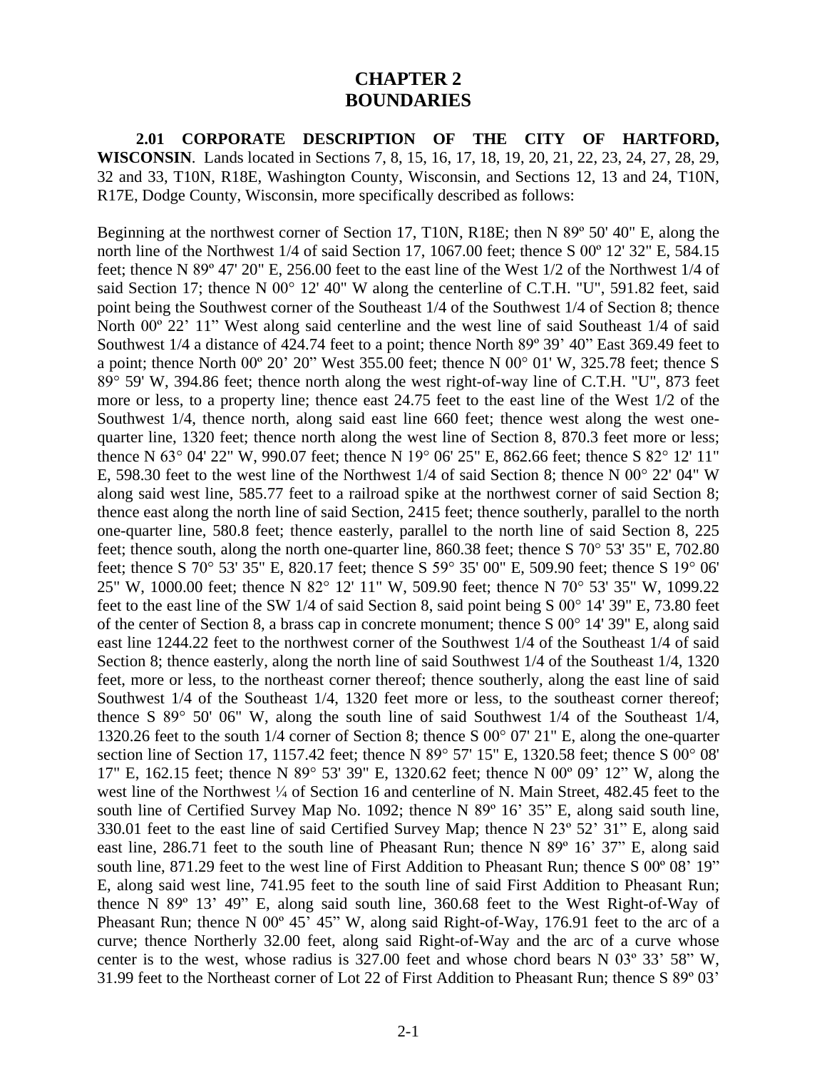# CHAPTER 2
# BOUNDARIES

**2.01 CORPORATE DESCRIPTION OF THE CITY OF HARTFORD, WISCONSIN**. Lands located in Sections 7, 8, 15, 16, 17, 18, 19, 20, 21, 22, 23, 24, 27, 28, 29, 32 and 33, T10N, R18E, Washington County, Wisconsin, and Sections 12, 13 and 24, T10N, R17E, Dodge County, Wisconsin, more specifically described as follows:

Beginning at the northwest corner of Section 17, T10N, R18E; then N 89º 50' 40" E, along the north line of the Northwest 1/4 of said Section 17, 1067.00 feet; thence S 00º 12' 32" E, 584.15 feet; thence N 89º 47' 20" E, 256.00 feet to the east line of the West 1/2 of the Northwest 1/4 of said Section 17; thence N 00° 12' 40" W along the centerline of C.T.H. "U", 591.82 feet, said point being the Southwest corner of the Southeast 1/4 of the Southwest 1/4 of Section 8; thence North 00º 22' 11" West along said centerline and the west line of said Southeast 1/4 of said Southwest 1/4 a distance of 424.74 feet to a point; thence North 89º 39' 40" East 369.49 feet to a point; thence North 00º 20' 20" West 355.00 feet; thence N 00° 01' W, 325.78 feet; thence S 89° 59' W, 394.86 feet; thence north along the west right-of-way line of C.T.H. "U", 873 feet more or less, to a property line; thence east 24.75 feet to the east line of the West 1/2 of the Southwest 1/4, thence north, along said east line 660 feet; thence west along the west one-quarter line, 1320 feet; thence north along the west line of Section 8, 870.3 feet more or less; thence N 63° 04' 22" W, 990.07 feet; thence N 19° 06' 25" E, 862.66 feet; thence S 82° 12' 11" E, 598.30 feet to the west line of the Northwest 1/4 of said Section 8; thence N 00° 22' 04" W along said west line, 585.77 feet to a railroad spike at the northwest corner of said Section 8; thence east along the north line of said Section, 2415 feet; thence southerly, parallel to the north one-quarter line, 580.8 feet; thence easterly, parallel to the north line of said Section 8, 225 feet; thence south, along the north one-quarter line, 860.38 feet; thence S 70° 53' 35" E, 702.80 feet; thence S 70° 53' 35" E, 820.17 feet; thence S 59° 35' 00" E, 509.90 feet; thence S 19° 06' 25" W, 1000.00 feet; thence N 82° 12' 11" W, 509.90 feet; thence N 70° 53' 35" W, 1099.22 feet to the east line of the SW 1/4 of said Section 8, said point being S 00° 14' 39" E, 73.80 feet of the center of Section 8, a brass cap in concrete monument; thence S 00° 14' 39" E, along said east line 1244.22 feet to the northwest corner of the Southwest 1/4 of the Southeast 1/4 of said Section 8; thence easterly, along the north line of said Southwest 1/4 of the Southeast 1/4, 1320 feet, more or less, to the northeast corner thereof; thence southerly, along the east line of said Southwest 1/4 of the Southeast 1/4, 1320 feet more or less, to the southeast corner thereof; thence S 89° 50' 06" W, along the south line of said Southwest 1/4 of the Southeast 1/4, 1320.26 feet to the south 1/4 corner of Section 8; thence S 00° 07' 21" E, along the one-quarter section line of Section 17, 1157.42 feet; thence N 89° 57' 15" E, 1320.58 feet; thence S 00° 08' 17" E, 162.15 feet; thence N 89° 53' 39" E, 1320.62 feet; thence N 00º 09' 12" W, along the west line of the Northwest ¼ of Section 16 and centerline of N. Main Street, 482.45 feet to the south line of Certified Survey Map No. 1092; thence N 89º 16' 35" E, along said south line, 330.01 feet to the east line of said Certified Survey Map; thence N 23º 52' 31" E, along said east line, 286.71 feet to the south line of Pheasant Run; thence N 89º 16' 37" E, along said south line, 871.29 feet to the west line of First Addition to Pheasant Run; thence S 00º 08' 19" E, along said west line, 741.95 feet to the south line of said First Addition to Pheasant Run; thence N 89º 13' 49" E, along said south line, 360.68 feet to the West Right-of-Way of Pheasant Run; thence N 00º 45' 45" W, along said Right-of-Way, 176.91 feet to the arc of a curve; thence Northerly 32.00 feet, along said Right-of-Way and the arc of a curve whose center is to the west, whose radius is 327.00 feet and whose chord bears N 03º 33' 58" W, 31.99 feet to the Northeast corner of Lot 22 of First Addition to Pheasant Run; thence S 89º 03'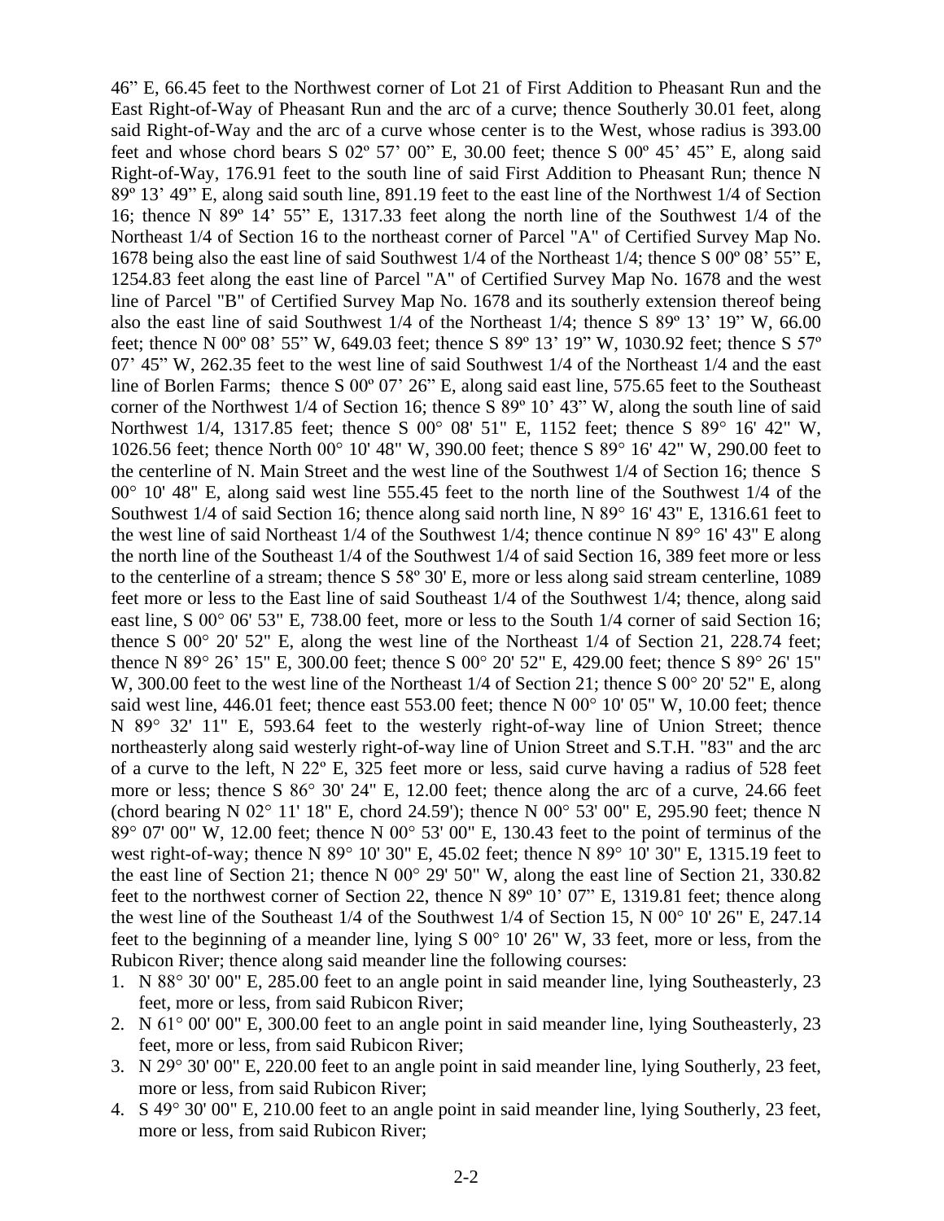46” E, 66.45 feet to the Northwest corner of Lot 21 of First Addition to Pheasant Run and the East Right-of-Way of Pheasant Run and the arc of a curve; thence Southerly 30.01 feet, along said Right-of-Way and the arc of a curve whose center is to the West, whose radius is 393.00 feet and whose chord bears S 02º 57’ 00” E, 30.00 feet; thence S 00º 45’ 45” E, along said Right-of-Way, 176.91 feet to the south line of said First Addition to Pheasant Run; thence N 89º 13’ 49” E, along said south line, 891.19 feet to the east line of the Northwest 1/4 of Section 16; thence N 89º 14’ 55” E, 1317.33 feet along the north line of the Southwest 1/4 of the Northeast 1/4 of Section 16 to the northeast corner of Parcel "A" of Certified Survey Map No. 1678 being also the east line of said Southwest 1/4 of the Northeast 1/4; thence S 00º 08’ 55” E, 1254.83 feet along the east line of Parcel "A" of Certified Survey Map No. 1678 and the west line of Parcel "B" of Certified Survey Map No. 1678 and its southerly extension thereof being also the east line of said Southwest 1/4 of the Northeast 1/4; thence S 89º 13’ 19” W, 66.00 feet; thence N 00º 08’ 55” W, 649.03 feet; thence S 89º 13’ 19” W, 1030.92 feet; thence S 57º 07’ 45” W, 262.35 feet to the west line of said Southwest 1/4 of the Northeast 1/4 and the east line of Borlen Farms; thence S 00º 07’ 26” E, along said east line, 575.65 feet to the Southeast corner of the Northwest 1/4 of Section 16; thence S 89º 10’ 43” W, along the south line of said Northwest 1/4, 1317.85 feet; thence S 00° 08' 51" E, 1152 feet; thence S 89° 16' 42" W, 1026.56 feet; thence North 00° 10' 48" W, 390.00 feet; thence S 89° 16' 42" W, 290.00 feet to the centerline of N. Main Street and the west line of the Southwest 1/4 of Section 16; thence S 00° 10' 48" E, along said west line 555.45 feet to the north line of the Southwest 1/4 of the Southwest 1/4 of said Section 16; thence along said north line, N 89° 16' 43" E, 1316.61 feet to the west line of said Northeast 1/4 of the Southwest 1/4; thence continue N 89° 16' 43" E along the north line of the Southeast 1/4 of the Southwest 1/4 of said Section 16, 389 feet more or less to the centerline of a stream; thence S 58º 30' E, more or less along said stream centerline, 1089 feet more or less to the East line of said Southeast 1/4 of the Southwest 1/4; thence, along said east line, S 00° 06' 53" E, 738.00 feet, more or less to the South 1/4 corner of said Section 16; thence S 00° 20' 52" E, along the west line of the Northeast 1/4 of Section 21, 228.74 feet; thence N 89° 26’ 15" E, 300.00 feet; thence S 00° 20' 52" E, 429.00 feet; thence S 89° 26' 15" W, 300.00 feet to the west line of the Northeast 1/4 of Section 21; thence S 00° 20' 52" E, along said west line, 446.01 feet; thence east 553.00 feet; thence N 00° 10' 05" W, 10.00 feet; thence N 89° 32' 11" E, 593.64 feet to the westerly right-of-way line of Union Street; thence northeasterly along said westerly right-of-way line of Union Street and S.T.H. "83" and the arc of a curve to the left, N 22º E, 325 feet more or less, said curve having a radius of 528 feet more or less; thence S 86° 30' 24" E, 12.00 feet; thence along the arc of a curve, 24.66 feet (chord bearing N 02° 11' 18" E, chord 24.59'); thence N 00° 53' 00" E, 295.90 feet; thence N 89° 07' 00" W, 12.00 feet; thence N 00° 53' 00" E, 130.43 feet to the point of terminus of the west right-of-way; thence N 89° 10' 30" E, 45.02 feet; thence N 89° 10' 30" E, 1315.19 feet to the east line of Section 21; thence N 00° 29' 50" W, along the east line of Section 21, 330.82 feet to the northwest corner of Section 22, thence N 89º 10’ 07” E, 1319.81 feet; thence along the west line of the Southeast 1/4 of the Southwest 1/4 of Section 15, N 00° 10' 26" E, 247.14 feet to the beginning of a meander line, lying S 00° 10' 26" W, 33 feet, more or less, from the Rubicon River; thence along said meander line the following courses:

1. N 88° 30' 00" E, 285.00 feet to an angle point in said meander line, lying Southeasterly, 23 feet, more or less, from said Rubicon River;
2. N 61° 00' 00" E, 300.00 feet to an angle point in said meander line, lying Southeasterly, 23 feet, more or less, from said Rubicon River;
3. N 29° 30' 00" E, 220.00 feet to an angle point in said meander line, lying Southerly, 23 feet, more or less, from said Rubicon River;
4. S 49° 30' 00" E, 210.00 feet to an angle point in said meander line, lying Southerly, 23 feet, more or less, from said Rubicon River;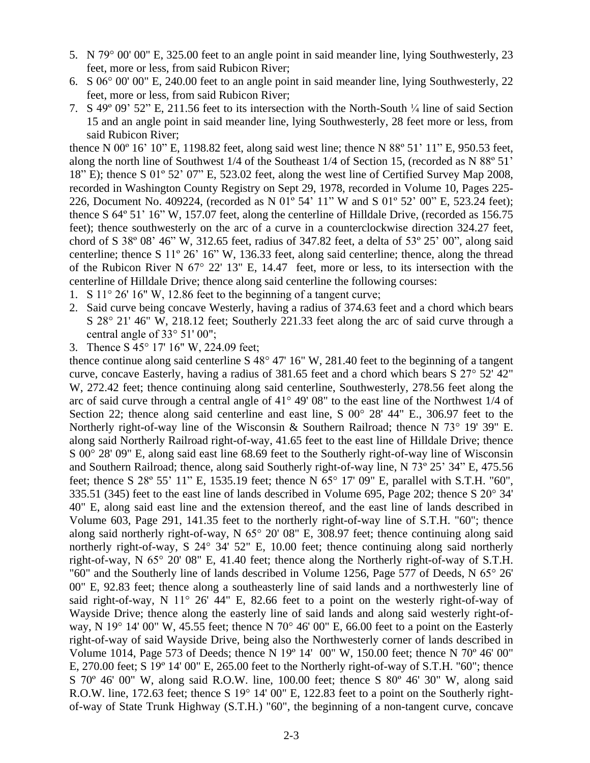5. N 79° 00' 00" E, 325.00 feet to an angle point in said meander line, lying Southwesterly, 23 feet, more or less, from said Rubicon River;
6. S 06° 00' 00" E, 240.00 feet to an angle point in said meander line, lying Southwesterly, 22 feet, more or less, from said Rubicon River;
7. S 49º 09' 52" E, 211.56 feet to its intersection with the North-South ¼ line of said Section 15 and an angle point in said meander line, lying Southwesterly, 28 feet more or less, from said Rubicon River;

thence N 00º 16' 10" E, 1198.82 feet, along said west line; thence N 88º 51' 11" E, 950.53 feet, along the north line of Southwest 1/4 of the Southeast 1/4 of Section 15, (recorded as N 88º 51' 18" E); thence S 01º 52' 07" E, 523.02 feet, along the west line of Certified Survey Map 2008, recorded in Washington County Registry on Sept 29, 1978, recorded in Volume 10, Pages 225-226, Document No. 409224, (recorded as N 01º 54' 11" W and S 01º 52' 00" E, 523.24 feet); thence S 64º 51' 16" W, 157.07 feet, along the centerline of Hilldale Drive, (recorded as 156.75 feet); thence southwesterly on the arc of a curve in a counterclockwise direction 324.27 feet, chord of S 38º 08' 46" W, 312.65 feet, radius of 347.82 feet, a delta of 53º 25' 00", along said centerline; thence S 11º 26' 16" W, 136.33 feet, along said centerline; thence, along the thread of the Rubicon River N 67° 22' 13" E, 14.47 feet, more or less, to its intersection with the centerline of Hilldale Drive; thence along said centerline the following courses:

1. S 11° 26' 16" W, 12.86 feet to the beginning of a tangent curve;
2. Said curve being concave Westerly, having a radius of 374.63 feet and a chord which bears S 28° 21' 46" W, 218.12 feet; Southerly 221.33 feet along the arc of said curve through a central angle of 33° 51' 00";
3. Thence S 45° 17' 16" W, 224.09 feet;

thence continue along said centerline S 48° 47' 16" W, 281.40 feet to the beginning of a tangent curve, concave Easterly, having a radius of 381.65 feet and a chord which bears S 27° 52' 42" W, 272.42 feet; thence continuing along said centerline, Southwesterly, 278.56 feet along the arc of said curve through a central angle of 41° 49' 08" to the east line of the Northwest 1/4 of Section 22; thence along said centerline and east line, S 00° 28' 44" E., 306.97 feet to the Northerly right-of-way line of the Wisconsin & Southern Railroad; thence N 73° 19' 39" E. along said Northerly Railroad right-of-way, 41.65 feet to the east line of Hilldale Drive; thence S 00° 28' 09" E, along said east line 68.69 feet to the Southerly right-of-way line of Wisconsin and Southern Railroad; thence, along said Southerly right-of-way line, N 73º 25' 34" E, 475.56 feet; thence S 28º 55' 11" E, 1535.19 feet; thence N 65° 17' 09" E, parallel with S.T.H. "60", 335.51 (345) feet to the east line of lands described in Volume 695, Page 202; thence S 20° 34' 40" E, along said east line and the extension thereof, and the east line of lands described in Volume 603, Page 291, 141.35 feet to the northerly right-of-way line of S.T.H. "60"; thence along said northerly right-of-way, N 65° 20' 08" E, 308.97 feet; thence continuing along said northerly right-of-way, S 24° 34' 52" E, 10.00 feet; thence continuing along said northerly right-of-way, N 65° 20' 08" E, 41.40 feet; thence along the Northerly right-of-way of S.T.H. "60" and the Southerly line of lands described in Volume 1256, Page 577 of Deeds, N 65° 26' 00" E, 92.83 feet; thence along a southeasterly line of said lands and a northwesterly line of said right-of-way, N 11° 26' 44" E, 82.66 feet to a point on the westerly right-of-way of Wayside Drive; thence along the easterly line of said lands and along said westerly right-of-way, N 19° 14' 00" W, 45.55 feet; thence N 70° 46' 00" E, 66.00 feet to a point on the Easterly right-of-way of said Wayside Drive, being also the Northwesterly corner of lands described in Volume 1014, Page 573 of Deeds; thence N 19º 14' 00" W, 150.00 feet; thence N 70º 46' 00" E, 270.00 feet; S 19º 14' 00" E, 265.00 feet to the Northerly right-of-way of S.T.H. "60"; thence S 70º 46' 00" W, along said R.O.W. line, 100.00 feet; thence S 80º 46' 30" W, along said R.O.W. line, 172.63 feet; thence S 19° 14' 00" E, 122.83 feet to a point on the Southerly right-of-way of State Trunk Highway (S.T.H.) "60", the beginning of a non-tangent curve, concave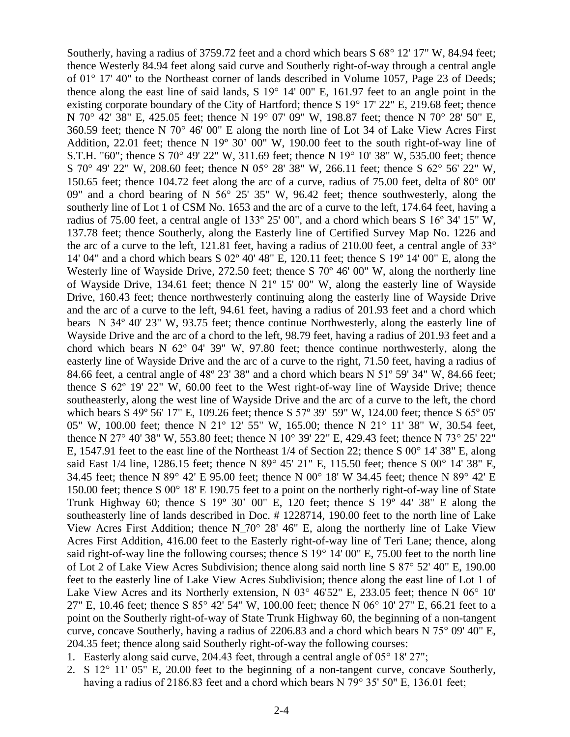Southerly, having a radius of 3759.72 feet and a chord which bears S 68° 12' 17" W, 84.94 feet; thence Westerly 84.94 feet along said curve and Southerly right-of-way through a central angle of 01° 17' 40" to the Northeast corner of lands described in Volume 1057, Page 23 of Deeds; thence along the east line of said lands, S 19° 14' 00" E, 161.97 feet to an angle point in the existing corporate boundary of the City of Hartford; thence S 19° 17' 22" E, 219.68 feet; thence N 70° 42' 38" E, 425.05 feet; thence N 19° 07' 09" W, 198.87 feet; thence N 70° 28' 50" E, 360.59 feet; thence N 70° 46' 00" E along the north line of Lot 34 of Lake View Acres First Addition, 22.01 feet; thence N 19º 30' 00" W, 190.00 feet to the south right-of-way line of S.T.H. "60"; thence S 70° 49' 22" W, 311.69 feet; thence N 19° 10' 38" W, 535.00 feet; thence S 70° 49' 22" W, 208.60 feet; thence N 05° 28' 38" W, 266.11 feet; thence S 62° 56' 22" W, 150.65 feet; thence 104.72 feet along the arc of a curve, radius of 75.00 feet, delta of 80° 00' 09" and a chord bearing of N 56° 25' 35" W, 96.42 feet; thence southwesterly, along the southerly line of Lot 1 of CSM No. 1653 and the arc of a curve to the left, 174.64 feet, having a radius of 75.00 feet, a central angle of 133º 25' 00", and a chord which bears S 16º 34' 15" W, 137.78 feet; thence Southerly, along the Easterly line of Certified Survey Map No. 1226 and the arc of a curve to the left, 121.81 feet, having a radius of 210.00 feet, a central angle of 33º 14' 04" and a chord which bears S 02º 40' 48" E, 120.11 feet; thence S 19º 14' 00" E, along the Westerly line of Wayside Drive, 272.50 feet; thence S 70º 46' 00" W, along the northerly line of Wayside Drive, 134.61 feet; thence N 21º 15' 00" W, along the easterly line of Wayside Drive, 160.43 feet; thence northwesterly continuing along the easterly line of Wayside Drive and the arc of a curve to the left, 94.61 feet, having a radius of 201.93 feet and a chord which bears N 34º 40' 23" W, 93.75 feet; thence continue Northwesterly, along the easterly line of Wayside Drive and the arc of a chord to the left, 98.79 feet, having a radius of 201.93 feet and a chord which bears N 62º 04' 39" W, 97.80 feet; thence continue northwesterly, along the easterly line of Wayside Drive and the arc of a curve to the right, 71.50 feet, having a radius of 84.66 feet, a central angle of 48º 23' 38" and a chord which bears N 51º 59' 34" W, 84.66 feet; thence S 62º 19' 22" W, 60.00 feet to the West right-of-way line of Wayside Drive; thence southeasterly, along the west line of Wayside Drive and the arc of a curve to the left, the chord which bears S 49º 56' 17" E, 109.26 feet; thence S 57º 39' 59" W, 124.00 feet; thence S 65º 05' 05" W, 100.00 feet; thence N 21º 12' 55" W, 165.00; thence N 21° 11' 38" W, 30.54 feet, thence N 27° 40' 38" W, 553.80 feet; thence N 10° 39' 22" E, 429.43 feet; thence N 73° 25' 22" E, 1547.91 feet to the east line of the Northeast 1/4 of Section 22; thence S 00° 14' 38" E, along said East 1/4 line, 1286.15 feet; thence N 89° 45' 21" E, 115.50 feet; thence S 00° 14' 38" E, 34.45 feet; thence N 89° 42' E 95.00 feet; thence N 00° 18' W 34.45 feet; thence N 89° 42' E 150.00 feet; thence S 00° 18' E 190.75 feet to a point on the northerly right-of-way line of State Trunk Highway 60; thence S 19º 30' 00" E, 120 feet; thence S 19º 44' 38" E along the southeasterly line of lands described in Doc. # 1228714, 190.00 feet to the north line of Lake View Acres First Addition; thence N_70° 28' 46" E, along the northerly line of Lake View Acres First Addition, 416.00 feet to the Easterly right-of-way line of Teri Lane; thence, along said right-of-way line the following courses; thence S 19° 14' 00" E, 75.00 feet to the north line of Lot 2 of Lake View Acres Subdivision; thence along said north line S 87° 52' 40" E, 190.00 feet to the easterly line of Lake View Acres Subdivision; thence along the east line of Lot 1 of Lake View Acres and its Northerly extension, N 03° 46'52" E, 233.05 feet; thence N 06° 10' 27" E, 10.46 feet; thence S 85° 42' 54" W, 100.00 feet; thence N 06° 10' 27" E, 66.21 feet to a point on the Southerly right-of-way of State Trunk Highway 60, the beginning of a non-tangent curve, concave Southerly, having a radius of 2206.83 and a chord which bears N 75° 09' 40" E, 204.35 feet; thence along said Southerly right-of-way the following courses:

1. Easterly along said curve, 204.43 feet, through a central angle of 05° 18' 27";
2. S 12° 11' 05" E, 20.00 feet to the beginning of a non-tangent curve, concave Southerly, having a radius of 2186.83 feet and a chord which bears N 79° 35' 50" E, 136.01 feet;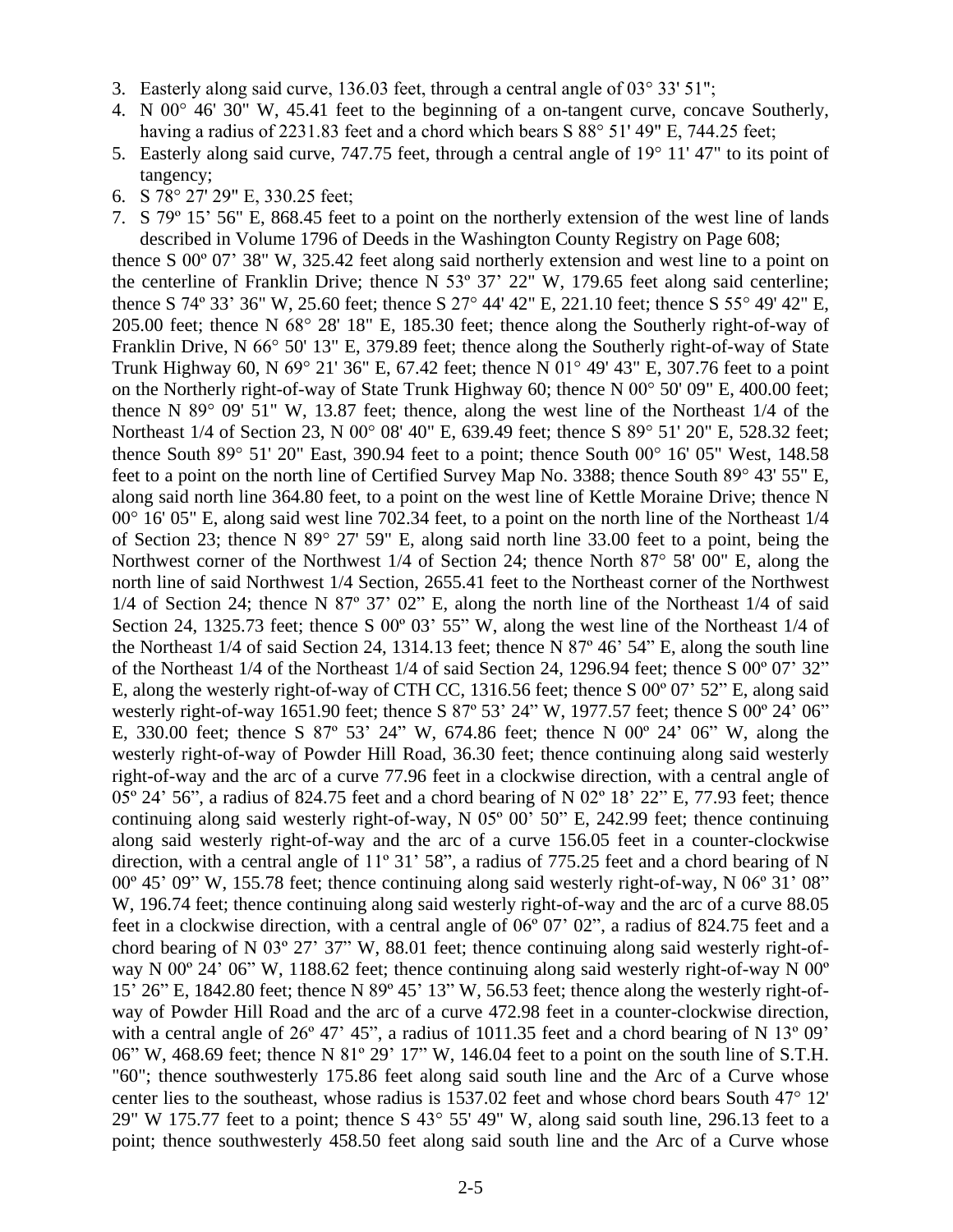3. Easterly along said curve, 136.03 feet, through a central angle of 03° 33' 51";
4. N 00° 46' 30" W, 45.41 feet to the beginning of a on-tangent curve, concave Southerly, having a radius of 2231.83 feet and a chord which bears S 88° 51' 49" E, 744.25 feet;
5. Easterly along said curve, 747.75 feet, through a central angle of 19° 11' 47" to its point of tangency;
6. S 78° 27' 29" E, 330.25 feet;
7. S 79º 15' 56" E, 868.45 feet to a point on the northerly extension of the west line of lands described in Volume 1796 of Deeds in the Washington County Registry on Page 608;

thence S 00º 07' 38" W, 325.42 feet along said northerly extension and west line to a point on the centerline of Franklin Drive; thence N 53º 37' 22" W, 179.65 feet along said centerline; thence S 74º 33' 36" W, 25.60 feet; thence S 27° 44' 42" E, 221.10 feet; thence S 55° 49' 42" E, 205.00 feet; thence N 68° 28' 18" E, 185.30 feet; thence along the Southerly right-of-way of Franklin Drive, N 66° 50' 13" E, 379.89 feet; thence along the Southerly right-of-way of State Trunk Highway 60, N 69° 21' 36" E, 67.42 feet; thence N 01° 49' 43" E, 307.76 feet to a point on the Northerly right-of-way of State Trunk Highway 60; thence N 00° 50' 09" E, 400.00 feet; thence N 89° 09' 51" W, 13.87 feet; thence, along the west line of the Northeast 1/4 of the Northeast 1/4 of Section 23, N 00° 08' 40" E, 639.49 feet; thence S 89° 51' 20" E, 528.32 feet; thence South 89° 51' 20" East, 390.94 feet to a point; thence South 00° 16' 05" West, 148.58 feet to a point on the north line of Certified Survey Map No. 3388; thence South 89° 43' 55" E, along said north line 364.80 feet, to a point on the west line of Kettle Moraine Drive; thence N 00° 16' 05" E, along said west line 702.34 feet, to a point on the north line of the Northeast 1/4 of Section 23; thence N 89° 27' 59" E, along said north line 33.00 feet to a point, being the Northwest corner of the Northwest 1/4 of Section 24; thence North 87° 58' 00" E, along the north line of said Northwest 1/4 Section, 2655.41 feet to the Northeast corner of the Northwest 1/4 of Section 24; thence N 87º 37' 02" E, along the north line of the Northeast 1/4 of said Section 24, 1325.73 feet; thence S 00º 03' 55" W, along the west line of the Northeast 1/4 of the Northeast 1/4 of said Section 24, 1314.13 feet; thence N 87º 46' 54" E, along the south line of the Northeast 1/4 of the Northeast 1/4 of said Section 24, 1296.94 feet; thence S 00º 07' 32" E, along the westerly right-of-way of CTH CC, 1316.56 feet; thence S 00º 07' 52" E, along said westerly right-of-way 1651.90 feet; thence S 87º 53' 24" W, 1977.57 feet; thence S 00º 24' 06" E, 330.00 feet; thence S 87º 53' 24" W, 674.86 feet; thence N 00º 24' 06" W, along the westerly right-of-way of Powder Hill Road, 36.30 feet; thence continuing along said westerly right-of-way and the arc of a curve 77.96 feet in a clockwise direction, with a central angle of 05º 24' 56", a radius of 824.75 feet and a chord bearing of N 02º 18' 22" E, 77.93 feet; thence continuing along said westerly right-of-way, N 05º 00' 50" E, 242.99 feet; thence continuing along said westerly right-of-way and the arc of a curve 156.05 feet in a counter-clockwise direction, with a central angle of 11º 31' 58", a radius of 775.25 feet and a chord bearing of N 00º 45' 09" W, 155.78 feet; thence continuing along said westerly right-of-way, N 06º 31' 08" W, 196.74 feet; thence continuing along said westerly right-of-way and the arc of a curve 88.05 feet in a clockwise direction, with a central angle of 06º 07' 02", a radius of 824.75 feet and a chord bearing of N 03º 27' 37" W, 88.01 feet; thence continuing along said westerly right-of-way N 00º 24' 06" W, 1188.62 feet; thence continuing along said westerly right-of-way N 00º 15' 26" E, 1842.80 feet; thence N 89º 45' 13" W, 56.53 feet; thence along the westerly right-of-way of Powder Hill Road and the arc of a curve 472.98 feet in a counter-clockwise direction, with a central angle of 26º 47' 45", a radius of 1011.35 feet and a chord bearing of N 13º 09' 06" W, 468.69 feet; thence N 81º 29' 17" W, 146.04 feet to a point on the south line of S.T.H. "60"; thence southwesterly 175.86 feet along said south line and the Arc of a Curve whose center lies to the southeast, whose radius is 1537.02 feet and whose chord bears South 47° 12' 29" W 175.77 feet to a point; thence S 43° 55' 49" W, along said south line, 296.13 feet to a point; thence southwesterly 458.50 feet along said south line and the Arc of a Curve whose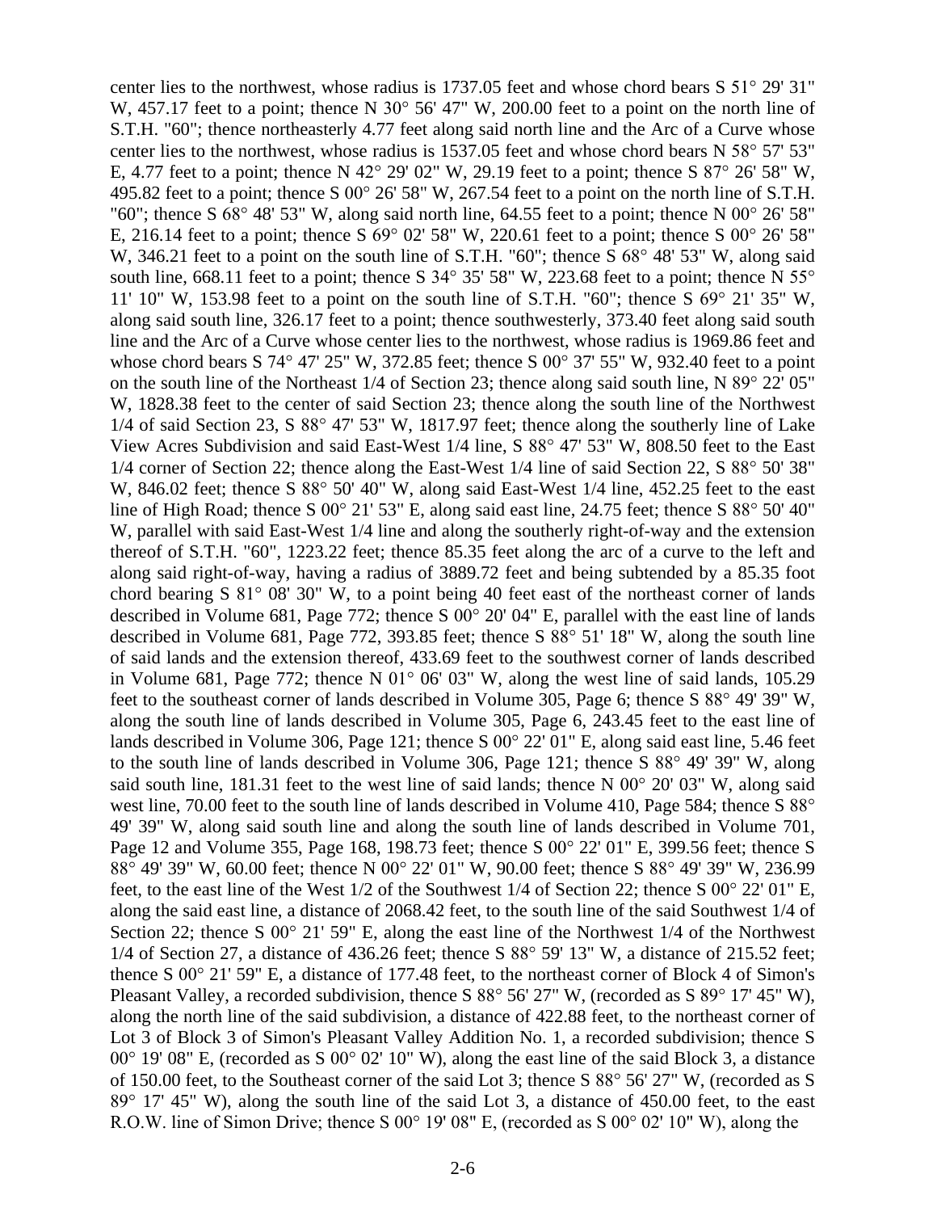center lies to the northwest, whose radius is 1737.05 feet and whose chord bears S 51° 29' 31" W, 457.17 feet to a point; thence N 30° 56' 47" W, 200.00 feet to a point on the north line of S.T.H. "60"; thence northeasterly 4.77 feet along said north line and the Arc of a Curve whose center lies to the northwest, whose radius is 1537.05 feet and whose chord bears N 58° 57' 53" E, 4.77 feet to a point; thence N 42° 29' 02" W, 29.19 feet to a point; thence S 87° 26' 58" W, 495.82 feet to a point; thence S 00° 26' 58" W, 267.54 feet to a point on the north line of S.T.H. "60"; thence S 68° 48' 53" W, along said north line, 64.55 feet to a point; thence N 00° 26' 58" E, 216.14 feet to a point; thence S 69° 02' 58" W, 220.61 feet to a point; thence S 00° 26' 58" W, 346.21 feet to a point on the south line of S.T.H. "60"; thence S 68° 48' 53" W, along said south line, 668.11 feet to a point; thence S 34° 35' 58" W, 223.68 feet to a point; thence N 55° 11' 10" W, 153.98 feet to a point on the south line of S.T.H. "60"; thence S 69° 21' 35" W, along said south line, 326.17 feet to a point; thence southwesterly, 373.40 feet along said south line and the Arc of a Curve whose center lies to the northwest, whose radius is 1969.86 feet and whose chord bears S 74° 47' 25" W, 372.85 feet; thence S 00° 37' 55" W, 932.40 feet to a point on the south line of the Northeast 1/4 of Section 23; thence along said south line, N 89° 22' 05" W, 1828.38 feet to the center of said Section 23; thence along the south line of the Northwest 1/4 of said Section 23, S 88° 47' 53" W, 1817.97 feet; thence along the southerly line of Lake View Acres Subdivision and said East-West 1/4 line, S 88° 47' 53" W, 808.50 feet to the East 1/4 corner of Section 22; thence along the East-West 1/4 line of said Section 22, S 88° 50' 38" W, 846.02 feet; thence S 88° 50' 40" W, along said East-West 1/4 line, 452.25 feet to the east line of High Road; thence S 00° 21' 53" E, along said east line, 24.75 feet; thence S 88° 50' 40" W, parallel with said East-West 1/4 line and along the southerly right-of-way and the extension thereof of S.T.H. "60", 1223.22 feet; thence 85.35 feet along the arc of a curve to the left and along said right-of-way, having a radius of 3889.72 feet and being subtended by a 85.35 foot chord bearing S 81° 08' 30" W, to a point being 40 feet east of the northeast corner of lands described in Volume 681, Page 772; thence S 00° 20' 04" E, parallel with the east line of lands described in Volume 681, Page 772, 393.85 feet; thence S 88° 51' 18" W, along the south line of said lands and the extension thereof, 433.69 feet to the southwest corner of lands described in Volume 681, Page 772; thence N 01° 06' 03" W, along the west line of said lands, 105.29 feet to the southeast corner of lands described in Volume 305, Page 6; thence S 88° 49' 39" W, along the south line of lands described in Volume 305, Page 6, 243.45 feet to the east line of lands described in Volume 306, Page 121; thence S 00° 22' 01" E, along said east line, 5.46 feet to the south line of lands described in Volume 306, Page 121; thence S 88° 49' 39" W, along said south line, 181.31 feet to the west line of said lands; thence N 00° 20' 03" W, along said west line, 70.00 feet to the south line of lands described in Volume 410, Page 584; thence S 88° 49' 39" W, along said south line and along the south line of lands described in Volume 701, Page 12 and Volume 355, Page 168, 198.73 feet; thence S 00° 22' 01" E, 399.56 feet; thence S 88° 49' 39" W, 60.00 feet; thence N 00° 22' 01" W, 90.00 feet; thence S 88° 49' 39" W, 236.99 feet, to the east line of the West 1/2 of the Southwest 1/4 of Section 22; thence S 00° 22' 01" E, along the said east line, a distance of 2068.42 feet, to the south line of the said Southwest 1/4 of Section 22; thence S 00° 21' 59" E, along the east line of the Northwest 1/4 of the Northwest 1/4 of Section 27, a distance of 436.26 feet; thence S 88° 59' 13" W, a distance of 215.52 feet; thence S 00° 21' 59" E, a distance of 177.48 feet, to the northeast corner of Block 4 of Simon's Pleasant Valley, a recorded subdivision, thence S 88° 56' 27" W, (recorded as S 89° 17' 45" W), along the north line of the said subdivision, a distance of 422.88 feet, to the northeast corner of Lot 3 of Block 3 of Simon's Pleasant Valley Addition No. 1, a recorded subdivision; thence S 00° 19' 08" E, (recorded as S 00° 02' 10" W), along the east line of the said Block 3, a distance of 150.00 feet, to the Southeast corner of the said Lot 3; thence S 88° 56' 27" W, (recorded as S 89° 17' 45" W), along the south line of the said Lot 3, a distance of 450.00 feet, to the east R.O.W. line of Simon Drive; thence S 00° 19' 08" E, (recorded as S 00° 02' 10" W), along the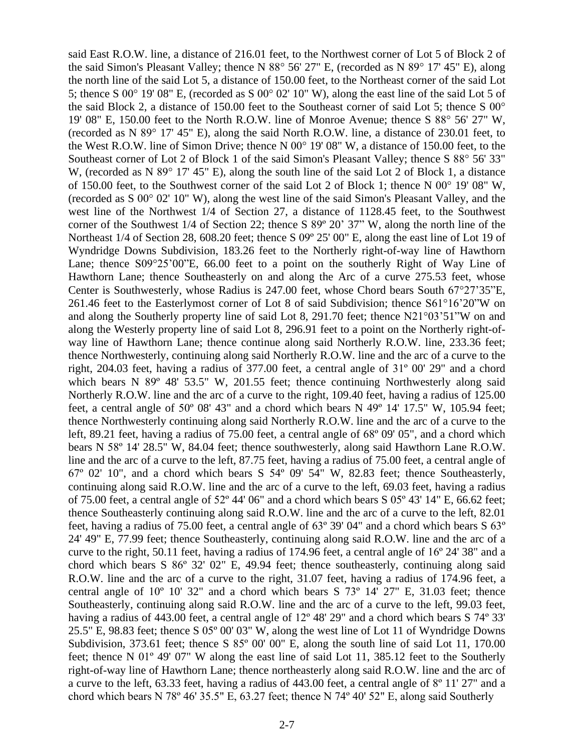said East R.O.W. line, a distance of 216.01 feet, to the Northwest corner of Lot 5 of Block 2 of the said Simon's Pleasant Valley; thence N 88° 56' 27" E, (recorded as N 89° 17' 45" E), along the north line of the said Lot 5, a distance of 150.00 feet, to the Northeast corner of the said Lot 5; thence S 00° 19' 08" E, (recorded as S 00° 02' 10" W), along the east line of the said Lot 5 of the said Block 2, a distance of 150.00 feet to the Southeast corner of said Lot 5; thence S 00° 19' 08" E, 150.00 feet to the North R.O.W. line of Monroe Avenue; thence S 88° 56' 27" W, (recorded as N 89° 17' 45" E), along the said North R.O.W. line, a distance of 230.01 feet, to the West R.O.W. line of Simon Drive; thence N 00° 19' 08" W, a distance of 150.00 feet, to the Southeast corner of Lot 2 of Block 1 of the said Simon's Pleasant Valley; thence S 88° 56' 33" W, (recorded as N 89° 17' 45" E), along the south line of the said Lot 2 of Block 1, a distance of 150.00 feet, to the Southwest corner of the said Lot 2 of Block 1; thence N 00° 19' 08" W, (recorded as S 00° 02' 10" W), along the west line of the said Simon's Pleasant Valley, and the west line of the Northwest 1/4 of Section 27, a distance of 1128.45 feet, to the Southwest corner of the Southwest 1/4 of Section 22; thence S 89º 20' 37" W, along the north line of the Northeast 1/4 of Section 28, 608.20 feet; thence S 09º 25' 00" E, along the east line of Lot 19 of Wyndridge Downs Subdivision, 183.26 feet to the Northerly right-of-way line of Hawthorn Lane; thence S09°25'00"E, 66.00 feet to a point on the southerly Right of Way Line of Hawthorn Lane; thence Southeasterly on and along the Arc of a curve 275.53 feet, whose Center is Southwesterly, whose Radius is 247.00 feet, whose Chord bears South 67°27'35"E, 261.46 feet to the Easterlymost corner of Lot 8 of said Subdivision; thence S61°16'20"W on and along the Southerly property line of said Lot 8, 291.70 feet; thence N21°03'51"W on and along the Westerly property line of said Lot 8, 296.91 feet to a point on the Northerly right-of-way line of Hawthorn Lane; thence continue along said Northerly R.O.W. line, 233.36 feet; thence Northwesterly, continuing along said Northerly R.O.W. line and the arc of a curve to the right, 204.03 feet, having a radius of 377.00 feet, a central angle of 31º 00' 29" and a chord which bears N 89º 48' 53.5" W, 201.55 feet; thence continuing Northwesterly along said Northerly R.O.W. line and the arc of a curve to the right, 109.40 feet, having a radius of 125.00 feet, a central angle of 50º 08' 43" and a chord which bears N 49º 14' 17.5" W, 105.94 feet; thence Northwesterly continuing along said Northerly R.O.W. line and the arc of a curve to the left, 89.21 feet, having a radius of 75.00 feet, a central angle of 68º 09' 05", and a chord which bears N 58º 14' 28.5" W, 84.04 feet; thence southwesterly, along said Hawthorn Lane R.O.W. line and the arc of a curve to the left, 87.75 feet, having a radius of 75.00 feet, a central angle of 67º 02' 10", and a chord which bears S 54º 09' 54" W, 82.83 feet; thence Southeasterly, continuing along said R.O.W. line and the arc of a curve to the left, 69.03 feet, having a radius of 75.00 feet, a central angle of 52º 44' 06" and a chord which bears S 05º 43' 14" E, 66.62 feet; thence Southeasterly continuing along said R.O.W. line and the arc of a curve to the left, 82.01 feet, having a radius of 75.00 feet, a central angle of 63º 39' 04" and a chord which bears S 63º 24' 49" E, 77.99 feet; thence Southeasterly, continuing along said R.O.W. line and the arc of a curve to the right, 50.11 feet, having a radius of 174.96 feet, a central angle of 16º 24' 38" and a chord which bears S 86º 32' 02" E, 49.94 feet; thence southeasterly, continuing along said R.O.W. line and the arc of a curve to the right, 31.07 feet, having a radius of 174.96 feet, a central angle of 10º 10' 32" and a chord which bears S 73º 14' 27" E, 31.03 feet; thence Southeasterly, continuing along said R.O.W. line and the arc of a curve to the left, 99.03 feet, having a radius of 443.00 feet, a central angle of 12º 48' 29" and a chord which bears S 74º 33' 25.5" E, 98.83 feet; thence S 05º 00' 03" W, along the west line of Lot 11 of Wyndridge Downs Subdivision, 373.61 feet; thence S 85º 00' 00" E, along the south line of said Lot 11, 170.00 feet; thence N 01º 49' 07" W along the east line of said Lot 11, 385.12 feet to the Southerly right-of-way line of Hawthorn Lane; thence northeasterly along said R.O.W. line and the arc of a curve to the left, 63.33 feet, having a radius of 443.00 feet, a central angle of 8º 11' 27" and a chord which bears N 78º 46' 35.5" E, 63.27 feet; thence N 74º 40' 52" E, along said Southerly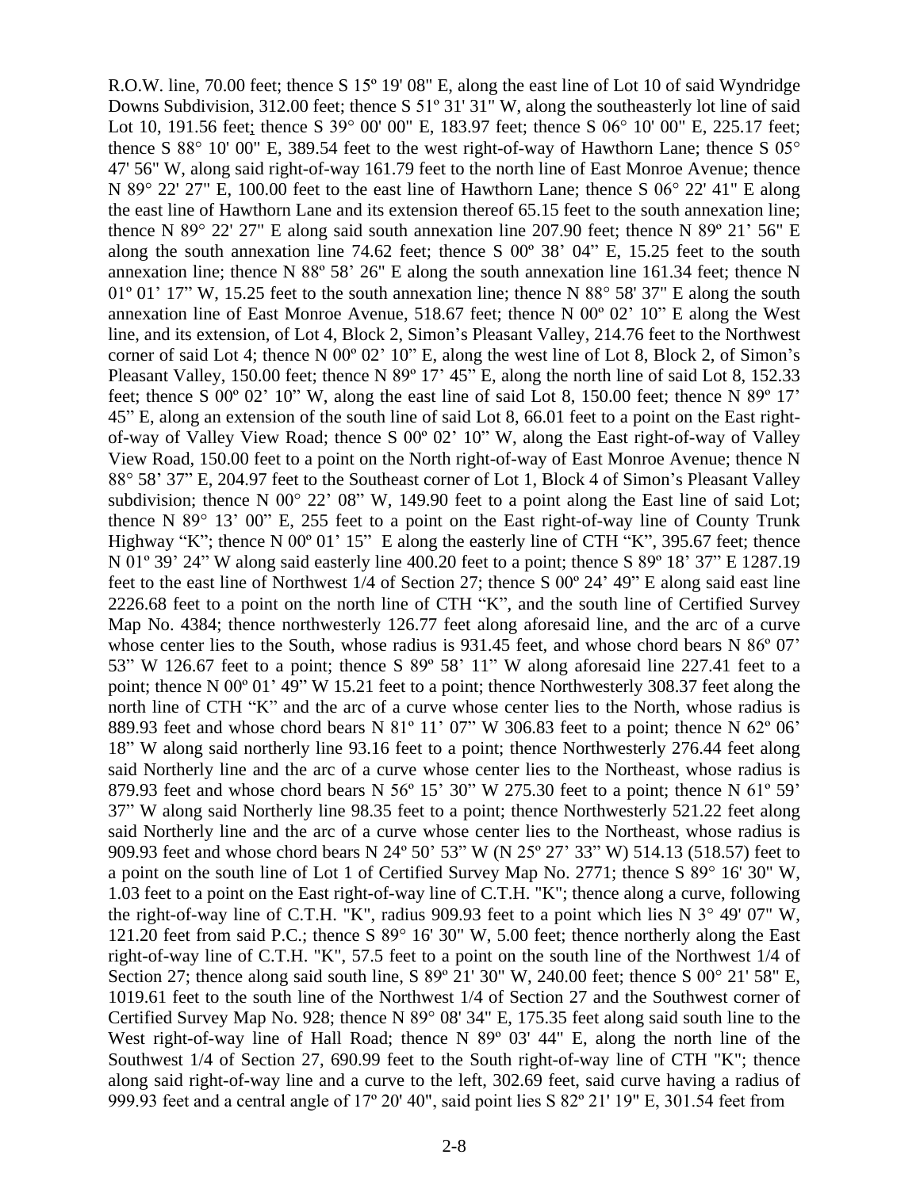R.O.W. line, 70.00 feet; thence S 15º 19' 08" E, along the east line of Lot 10 of said Wyndridge Downs Subdivision, 312.00 feet; thence S 51º 31' 31" W, along the southeasterly lot line of said Lot 10, 191.56 feet; thence S 39° 00' 00" E, 183.97 feet; thence S 06° 10' 00" E, 225.17 feet; thence S 88° 10' 00" E, 389.54 feet to the west right-of-way of Hawthorn Lane; thence S 05° 47' 56" W, along said right-of-way 161.79 feet to the north line of East Monroe Avenue; thence N 89° 22' 27" E, 100.00 feet to the east line of Hawthorn Lane; thence S 06° 22' 41" E along the east line of Hawthorn Lane and its extension thereof 65.15 feet to the south annexation line; thence N 89° 22' 27" E along said south annexation line 207.90 feet; thence N 89º 21' 56" E along the south annexation line 74.62 feet; thence S 00º 38' 04" E, 15.25 feet to the south annexation line; thence N 88º 58' 26" E along the south annexation line 161.34 feet; thence N 01º 01' 17" W, 15.25 feet to the south annexation line; thence N 88° 58' 37" E along the south annexation line of East Monroe Avenue, 518.67 feet; thence N 00º 02' 10" E along the West line, and its extension, of Lot 4, Block 2, Simon's Pleasant Valley, 214.76 feet to the Northwest corner of said Lot 4; thence N 00º 02' 10" E, along the west line of Lot 8, Block 2, of Simon's Pleasant Valley, 150.00 feet; thence N 89º 17' 45" E, along the north line of said Lot 8, 152.33 feet; thence S 00º 02' 10" W, along the east line of said Lot 8, 150.00 feet; thence N 89º 17' 45" E, along an extension of the south line of said Lot 8, 66.01 feet to a point on the East right-of-way of Valley View Road; thence S 00º 02' 10" W, along the East right-of-way of Valley View Road, 150.00 feet to a point on the North right-of-way of East Monroe Avenue; thence N 88° 58' 37" E, 204.97 feet to the Southeast corner of Lot 1, Block 4 of Simon's Pleasant Valley subdivision; thence N 00° 22' 08" W, 149.90 feet to a point along the East line of said Lot; thence N 89° 13' 00" E, 255 feet to a point on the East right-of-way line of County Trunk Highway "K"; thence N 00º 01' 15" E along the easterly line of CTH "K", 395.67 feet; thence N 01º 39' 24" W along said easterly line 400.20 feet to a point; thence S 89º 18' 37" E 1287.19 feet to the east line of Northwest 1/4 of Section 27; thence S 00º 24' 49" E along said east line 2226.68 feet to a point on the north line of CTH "K", and the south line of Certified Survey Map No. 4384; thence northwesterly 126.77 feet along aforesaid line, and the arc of a curve whose center lies to the South, whose radius is 931.45 feet, and whose chord bears N 86º 07' 53" W 126.67 feet to a point; thence S 89º 58' 11" W along aforesaid line 227.41 feet to a point; thence N 00º 01' 49" W 15.21 feet to a point; thence Northwesterly 308.37 feet along the north line of CTH "K" and the arc of a curve whose center lies to the North, whose radius is 889.93 feet and whose chord bears N 81º 11' 07" W 306.83 feet to a point; thence N 62º 06' 18" W along said northerly line 93.16 feet to a point; thence Northwesterly 276.44 feet along said Northerly line and the arc of a curve whose center lies to the Northeast, whose radius is 879.93 feet and whose chord bears N 56º 15' 30" W 275.30 feet to a point; thence N 61º 59' 37" W along said Northerly line 98.35 feet to a point; thence Northwesterly 521.22 feet along said Northerly line and the arc of a curve whose center lies to the Northeast, whose radius is 909.93 feet and whose chord bears N 24º 50' 53" W (N 25º 27' 33" W) 514.13 (518.57) feet to a point on the south line of Lot 1 of Certified Survey Map No. 2771; thence S 89° 16' 30" W, 1.03 feet to a point on the East right-of-way line of C.T.H. "K"; thence along a curve, following the right-of-way line of C.T.H. "K", radius 909.93 feet to a point which lies N 3° 49' 07" W, 121.20 feet from said P.C.; thence S 89° 16' 30" W, 5.00 feet; thence northerly along the East right-of-way line of C.T.H. "K", 57.5 feet to a point on the south line of the Northwest 1/4 of Section 27; thence along said south line, S 89º 21' 30" W, 240.00 feet; thence S 00° 21' 58" E, 1019.61 feet to the south line of the Northwest 1/4 of Section 27 and the Southwest corner of Certified Survey Map No. 928; thence N 89° 08' 34" E, 175.35 feet along said south line to the West right-of-way line of Hall Road; thence N 89º 03' 44" E, along the north line of the Southwest 1/4 of Section 27, 690.99 feet to the South right-of-way line of CTH "K"; thence along said right-of-way line and a curve to the left, 302.69 feet, said curve having a radius of 999.93 feet and a central angle of 17º 20' 40", said point lies S 82º 21' 19" E, 301.54 feet from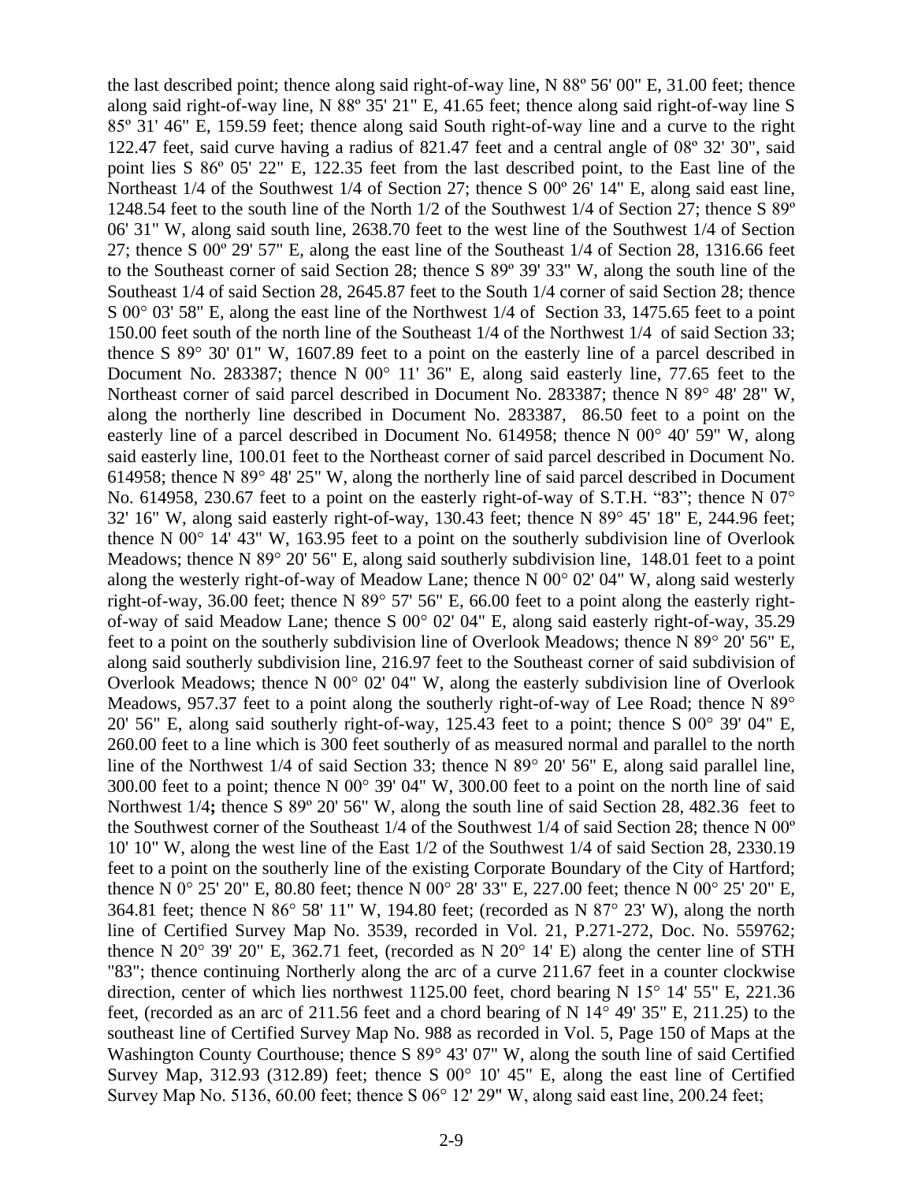the last described point; thence along said right-of-way line, N 88º 56' 00" E, 31.00 feet; thence along said right-of-way line, N 88º 35' 21" E, 41.65 feet; thence along said right-of-way line S 85º 31' 46" E, 159.59 feet; thence along said South right-of-way line and a curve to the right 122.47 feet, said curve having a radius of 821.47 feet and a central angle of 08º 32' 30", said point lies S 86º 05' 22" E, 122.35 feet from the last described point, to the East line of the Northeast 1/4 of the Southwest 1/4 of Section 27; thence S 00º 26' 14" E, along said east line, 1248.54 feet to the south line of the North 1/2 of the Southwest 1/4 of Section 27; thence S 89º 06' 31" W, along said south line, 2638.70 feet to the west line of the Southwest 1/4 of Section 27; thence S 00º 29' 57" E, along the east line of the Southeast 1/4 of Section 28, 1316.66 feet to the Southeast corner of said Section 28; thence S 89º 39' 33" W, along the south line of the Southeast 1/4 of said Section 28, 2645.87 feet to the South 1/4 corner of said Section 28; thence S 00° 03' 58" E, along the east line of the Northwest 1/4 of Section 33, 1475.65 feet to a point 150.00 feet south of the north line of the Southeast 1/4 of the Northwest 1/4 of said Section 33; thence S 89° 30' 01" W, 1607.89 feet to a point on the easterly line of a parcel described in Document No. 283387; thence N 00° 11' 36" E, along said easterly line, 77.65 feet to the Northeast corner of said parcel described in Document No. 283387; thence N 89° 48' 28" W, along the northerly line described in Document No. 283387, 86.50 feet to a point on the easterly line of a parcel described in Document No. 614958; thence N 00° 40' 59" W, along said easterly line, 100.01 feet to the Northeast corner of said parcel described in Document No. 614958; thence N 89° 48' 25" W, along the northerly line of said parcel described in Document No. 614958, 230.67 feet to a point on the easterly right-of-way of S.T.H. "83"; thence N 07° 32' 16" W, along said easterly right-of-way, 130.43 feet; thence N 89° 45' 18" E, 244.96 feet; thence N 00° 14' 43" W, 163.95 feet to a point on the southerly subdivision line of Overlook Meadows; thence N 89° 20' 56" E, along said southerly subdivision line, 148.01 feet to a point along the westerly right-of-way of Meadow Lane; thence N 00° 02' 04" W, along said westerly right-of-way, 36.00 feet; thence N 89° 57' 56" E, 66.00 feet to a point along the easterly right-of-way of said Meadow Lane; thence S 00° 02' 04" E, along said easterly right-of-way, 35.29 feet to a point on the southerly subdivision line of Overlook Meadows; thence N 89° 20' 56" E, along said southerly subdivision line, 216.97 feet to the Southeast corner of said subdivision of Overlook Meadows; thence N 00° 02' 04" W, along the easterly subdivision line of Overlook Meadows, 957.37 feet to a point along the southerly right-of-way of Lee Road; thence N 89° 20' 56" E, along said southerly right-of-way, 125.43 feet to a point; thence S 00° 39' 04" E, 260.00 feet to a line which is 300 feet southerly of as measured normal and parallel to the north line of the Northwest 1/4 of said Section 33; thence N 89° 20' 56" E, along said parallel line, 300.00 feet to a point; thence N 00° 39' 04" W, 300.00 feet to a point on the north line of said Northwest 1/4**;** thence S 89º 20' 56" W, along the south line of said Section 28, 482.36 feet to the Southwest corner of the Southeast 1/4 of the Southwest 1/4 of said Section 28; thence N 00º 10' 10" W, along the west line of the East 1/2 of the Southwest 1/4 of said Section 28, 2330.19 feet to a point on the southerly line of the existing Corporate Boundary of the City of Hartford; thence N 0° 25' 20" E, 80.80 feet; thence N 00° 28' 33" E, 227.00 feet; thence N 00° 25' 20" E, 364.81 feet; thence N 86° 58' 11" W, 194.80 feet; (recorded as N 87° 23' W), along the north line of Certified Survey Map No. 3539, recorded in Vol. 21, P.271-272, Doc. No. 559762; thence N 20° 39' 20" E, 362.71 feet, (recorded as N 20° 14' E) along the center line of STH "83"; thence continuing Northerly along the arc of a curve 211.67 feet in a counter clockwise direction, center of which lies northwest 1125.00 feet, chord bearing N 15° 14' 55" E, 221.36 feet, (recorded as an arc of 211.56 feet and a chord bearing of N 14° 49' 35" E, 211.25) to the southeast line of Certified Survey Map No. 988 as recorded in Vol. 5, Page 150 of Maps at the Washington County Courthouse; thence S 89° 43' 07" W, along the south line of said Certified Survey Map, 312.93 (312.89) feet; thence S 00° 10' 45" E, along the east line of Certified Survey Map No. 5136, 60.00 feet; thence S 06° 12' 29" W, along said east line, 200.24 feet;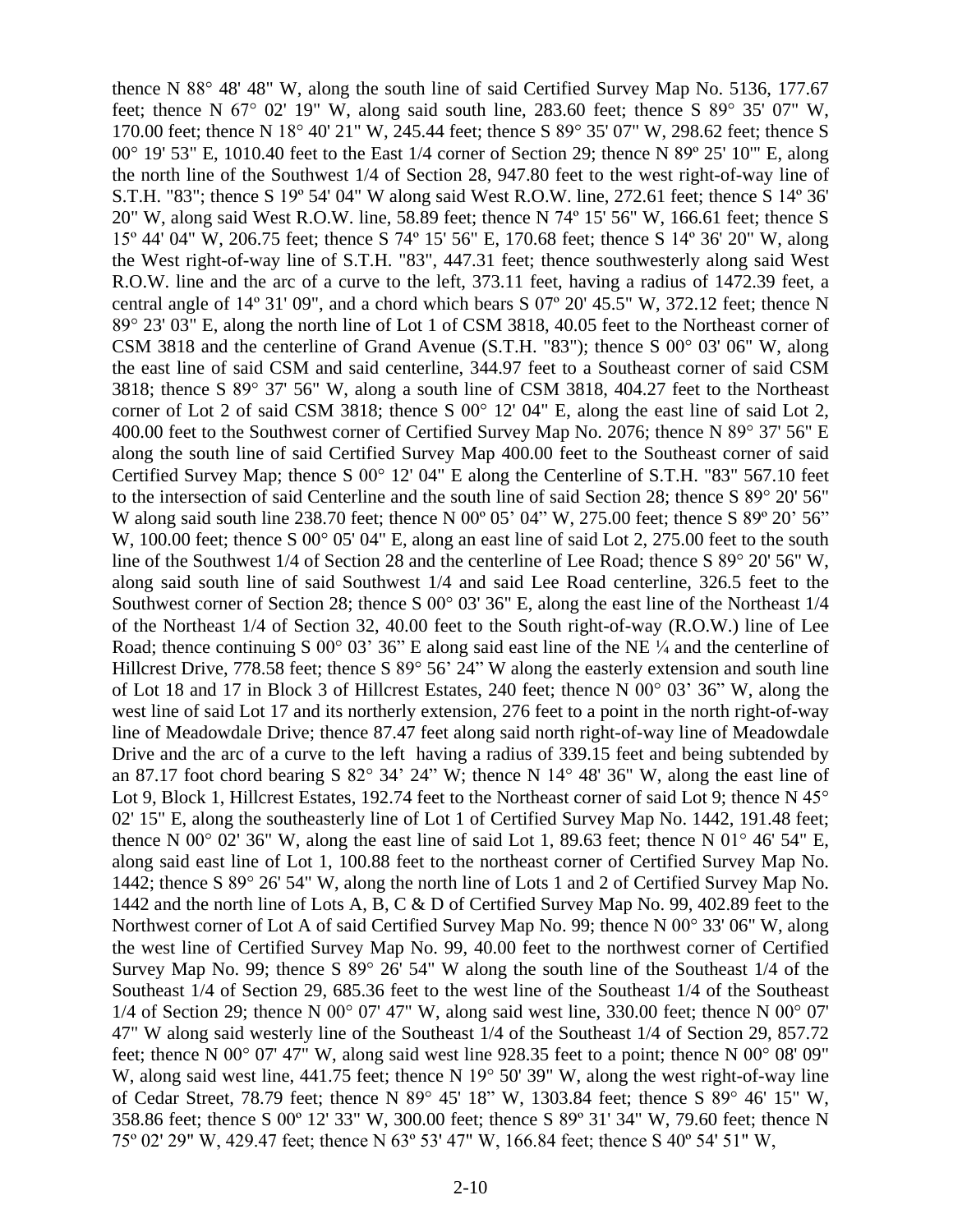thence N 88° 48' 48" W, along the south line of said Certified Survey Map No. 5136, 177.67 feet; thence N 67° 02' 19" W, along said south line, 283.60 feet; thence S 89° 35' 07" W, 170.00 feet; thence N 18° 40' 21" W, 245.44 feet; thence S 89° 35' 07" W, 298.62 feet; thence S 00° 19' 53" E, 1010.40 feet to the East 1/4 corner of Section 29; thence N 89º 25' 10'" E, along the north line of the Southwest 1/4 of Section 28, 947.80 feet to the west right-of-way line of S.T.H. "83"; thence S 19º 54' 04" W along said West R.O.W. line, 272.61 feet; thence S 14º 36' 20" W, along said West R.O.W. line, 58.89 feet; thence N 74º 15' 56" W, 166.61 feet; thence S 15º 44' 04" W, 206.75 feet; thence S 74º 15' 56" E, 170.68 feet; thence S 14º 36' 20" W, along the West right-of-way line of S.T.H. "83", 447.31 feet; thence southwesterly along said West R.O.W. line and the arc of a curve to the left, 373.11 feet, having a radius of 1472.39 feet, a central angle of 14º 31' 09", and a chord which bears S 07º 20' 45.5" W, 372.12 feet; thence N 89° 23' 03" E, along the north line of Lot 1 of CSM 3818, 40.05 feet to the Northeast corner of CSM 3818 and the centerline of Grand Avenue (S.T.H. "83"); thence S 00° 03' 06" W, along the east line of said CSM and said centerline, 344.97 feet to a Southeast corner of said CSM 3818; thence S 89° 37' 56" W, along a south line of CSM 3818, 404.27 feet to the Northeast corner of Lot 2 of said CSM 3818; thence S 00° 12' 04" E, along the east line of said Lot 2, 400.00 feet to the Southwest corner of Certified Survey Map No. 2076; thence N 89° 37' 56" E along the south line of said Certified Survey Map 400.00 feet to the Southeast corner of said Certified Survey Map; thence S 00° 12' 04" E along the Centerline of S.T.H. "83" 567.10 feet to the intersection of said Centerline and the south line of said Section 28; thence S 89° 20' 56" W along said south line 238.70 feet; thence N 00º 05' 04" W, 275.00 feet; thence S 89º 20' 56" W, 100.00 feet; thence S 00° 05' 04" E, along an east line of said Lot 2, 275.00 feet to the south line of the Southwest 1/4 of Section 28 and the centerline of Lee Road; thence S 89° 20' 56" W, along said south line of said Southwest 1/4 and said Lee Road centerline, 326.5 feet to the Southwest corner of Section 28; thence S 00° 03' 36" E, along the east line of the Northeast 1/4 of the Northeast 1/4 of Section 32, 40.00 feet to the South right-of-way (R.O.W.) line of Lee Road; thence continuing S 00° 03' 36" E along said east line of the NE ¼ and the centerline of Hillcrest Drive, 778.58 feet; thence S 89° 56' 24" W along the easterly extension and south line of Lot 18 and 17 in Block 3 of Hillcrest Estates, 240 feet; thence N 00° 03' 36" W, along the west line of said Lot 17 and its northerly extension, 276 feet to a point in the north right-of-way line of Meadowdale Drive; thence 87.47 feet along said north right-of-way line of Meadowdale Drive and the arc of a curve to the left having a radius of 339.15 feet and being subtended by an 87.17 foot chord bearing S 82° 34' 24" W; thence N 14° 48' 36" W, along the east line of Lot 9, Block 1, Hillcrest Estates, 192.74 feet to the Northeast corner of said Lot 9; thence N 45° 02' 15" E, along the southeasterly line of Lot 1 of Certified Survey Map No. 1442, 191.48 feet; thence N 00° 02' 36" W, along the east line of said Lot 1, 89.63 feet; thence N 01° 46' 54" E, along said east line of Lot 1, 100.88 feet to the northeast corner of Certified Survey Map No. 1442; thence S 89° 26' 54" W, along the north line of Lots 1 and 2 of Certified Survey Map No. 1442 and the north line of Lots A, B, C & D of Certified Survey Map No. 99, 402.89 feet to the Northwest corner of Lot A of said Certified Survey Map No. 99; thence N 00° 33' 06" W, along the west line of Certified Survey Map No. 99, 40.00 feet to the northwest corner of Certified Survey Map No. 99; thence S 89° 26' 54" W along the south line of the Southeast 1/4 of the Southeast 1/4 of Section 29, 685.36 feet to the west line of the Southeast 1/4 of the Southeast 1/4 of Section 29; thence N 00° 07' 47" W, along said west line, 330.00 feet; thence N 00° 07' 47" W along said westerly line of the Southeast 1/4 of the Southeast 1/4 of Section 29, 857.72 feet; thence N 00° 07' 47" W, along said west line 928.35 feet to a point; thence N 00° 08' 09" W, along said west line, 441.75 feet; thence N 19° 50' 39" W, along the west right-of-way line of Cedar Street, 78.79 feet; thence N 89° 45' 18" W, 1303.84 feet; thence S 89° 46' 15" W, 358.86 feet; thence S 00º 12' 33" W, 300.00 feet; thence S 89º 31' 34" W, 79.60 feet; thence N 75º 02' 29" W, 429.47 feet; thence N 63º 53' 47" W, 166.84 feet; thence S 40º 54' 51" W,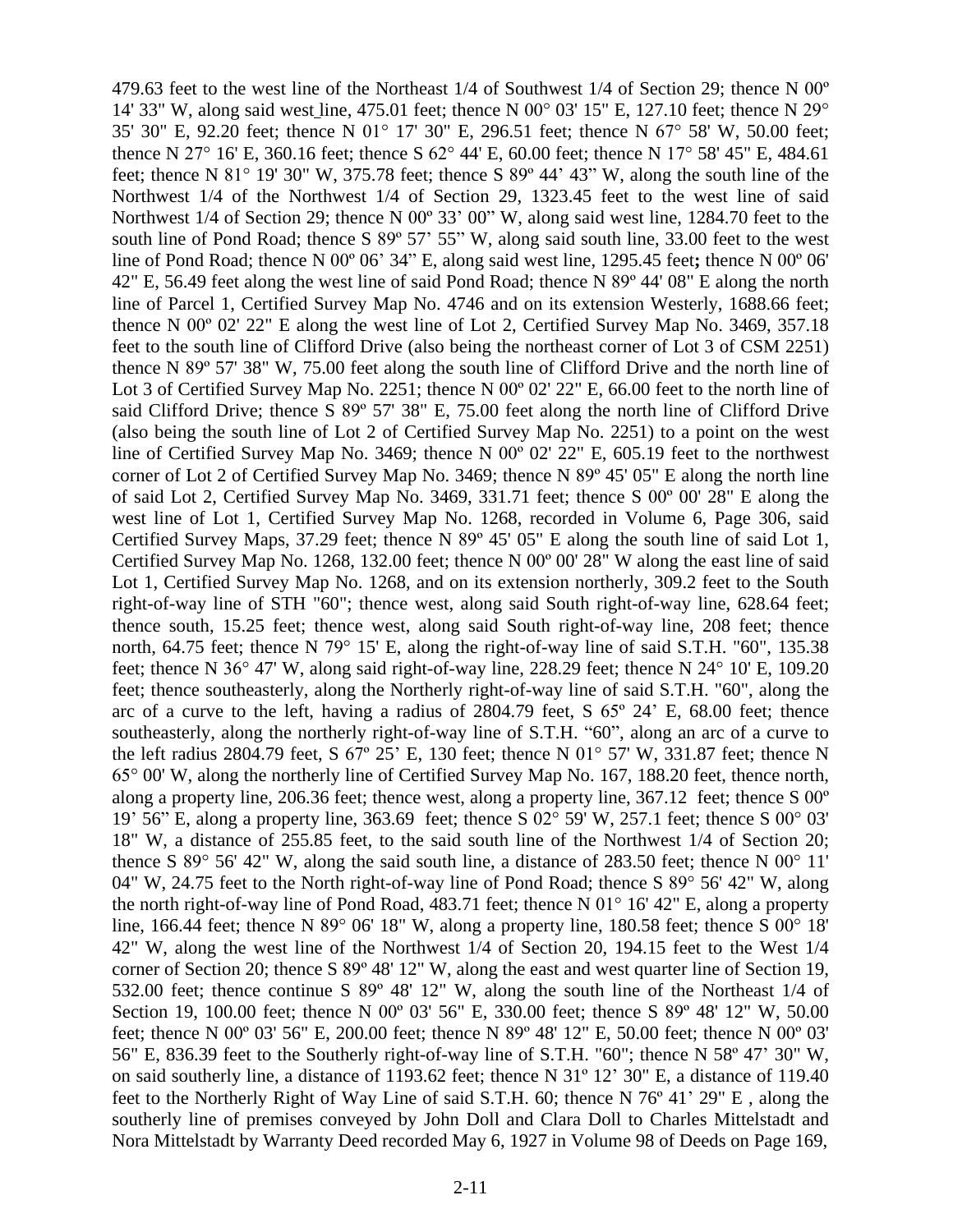479.63 feet to the west line of the Northeast 1/4 of Southwest 1/4 of Section 29; thence N 00º 14' 33" W, along said west line, 475.01 feet; thence N 00° 03' 15" E, 127.10 feet; thence N 29° 35' 30" E, 92.20 feet; thence N 01° 17' 30" E, 296.51 feet; thence N 67° 58' W, 50.00 feet; thence N 27° 16' E, 360.16 feet; thence S 62° 44' E, 60.00 feet; thence N 17° 58' 45" E, 484.61 feet; thence N 81° 19' 30" W, 375.78 feet; thence S 89º 44' 43" W, along the south line of the Northwest 1/4 of the Northwest 1/4 of Section 29, 1323.45 feet to the west line of said Northwest 1/4 of Section 29; thence N 00º 33' 00" W, along said west line, 1284.70 feet to the south line of Pond Road; thence S 89º 57' 55" W, along said south line, 33.00 feet to the west line of Pond Road; thence N 00º 06' 34" E, along said west line, 1295.45 feet**;** thence N 00º 06' 42" E, 56.49 feet along the west line of said Pond Road; thence N 89º 44' 08" E along the north line of Parcel 1, Certified Survey Map No. 4746 and on its extension Westerly, 1688.66 feet; thence N 00º 02' 22" E along the west line of Lot 2, Certified Survey Map No. 3469, 357.18 feet to the south line of Clifford Drive (also being the northeast corner of Lot 3 of CSM 2251) thence N 89º 57' 38" W, 75.00 feet along the south line of Clifford Drive and the north line of Lot 3 of Certified Survey Map No. 2251; thence N 00º 02' 22" E, 66.00 feet to the north line of said Clifford Drive; thence S 89º 57' 38" E, 75.00 feet along the north line of Clifford Drive (also being the south line of Lot 2 of Certified Survey Map No. 2251) to a point on the west line of Certified Survey Map No. 3469; thence N 00º 02' 22" E, 605.19 feet to the northwest corner of Lot 2 of Certified Survey Map No. 3469; thence N 89º 45' 05" E along the north line of said Lot 2, Certified Survey Map No. 3469, 331.71 feet; thence S 00º 00' 28" E along the west line of Lot 1, Certified Survey Map No. 1268, recorded in Volume 6, Page 306, said Certified Survey Maps, 37.29 feet; thence N 89º 45' 05" E along the south line of said Lot 1, Certified Survey Map No. 1268, 132.00 feet; thence N 00º 00' 28" W along the east line of said Lot 1, Certified Survey Map No. 1268, and on its extension northerly, 309.2 feet to the South right-of-way line of STH "60"; thence west, along said South right-of-way line, 628.64 feet; thence south, 15.25 feet; thence west, along said South right-of-way line, 208 feet; thence north, 64.75 feet; thence N 79° 15' E, along the right-of-way line of said S.T.H. "60", 135.38 feet; thence N 36° 47' W, along said right-of-way line, 228.29 feet; thence N 24° 10' E, 109.20 feet; thence southeasterly, along the Northerly right-of-way line of said S.T.H. "60", along the arc of a curve to the left, having a radius of 2804.79 feet, S 65º 24' E, 68.00 feet; thence southeasterly, along the northerly right-of-way line of S.T.H. "60", along an arc of a curve to the left radius 2804.79 feet, S 67º 25' E, 130 feet; thence N 01° 57' W, 331.87 feet; thence N 65° 00' W, along the northerly line of Certified Survey Map No. 167, 188.20 feet, thence north, along a property line, 206.36 feet; thence west, along a property line, 367.12 feet; thence S 00º 19' 56" E, along a property line, 363.69 feet; thence S 02° 59' W, 257.1 feet; thence S 00° 03' 18" W, a distance of 255.85 feet, to the said south line of the Northwest 1/4 of Section 20; thence S 89° 56' 42" W, along the said south line, a distance of 283.50 feet; thence N 00° 11' 04" W, 24.75 feet to the North right-of-way line of Pond Road; thence S 89° 56' 42" W, along the north right-of-way line of Pond Road, 483.71 feet; thence N 01° 16' 42" E, along a property line, 166.44 feet; thence N 89° 06' 18" W, along a property line, 180.58 feet; thence S 00° 18' 42" W, along the west line of the Northwest 1/4 of Section 20, 194.15 feet to the West 1/4 corner of Section 20; thence S 89º 48' 12" W, along the east and west quarter line of Section 19, 532.00 feet; thence continue S 89º 48' 12" W, along the south line of the Northeast 1/4 of Section 19, 100.00 feet; thence N 00º 03' 56" E, 330.00 feet; thence S 89º 48' 12" W, 50.00 feet; thence N 00º 03' 56" E, 200.00 feet; thence N 89º 48' 12" E, 50.00 feet; thence N 00º 03' 56" E, 836.39 feet to the Southerly right-of-way line of S.T.H. "60"; thence N 58º 47' 30" W, on said southerly line, a distance of 1193.62 feet; thence N 31º 12' 30" E, a distance of 119.40 feet to the Northerly Right of Way Line of said S.T.H. 60; thence N 76º 41' 29" E , along the southerly line of premises conveyed by John Doll and Clara Doll to Charles Mittelstadt and Nora Mittelstadt by Warranty Deed recorded May 6, 1927 in Volume 98 of Deeds on Page 169,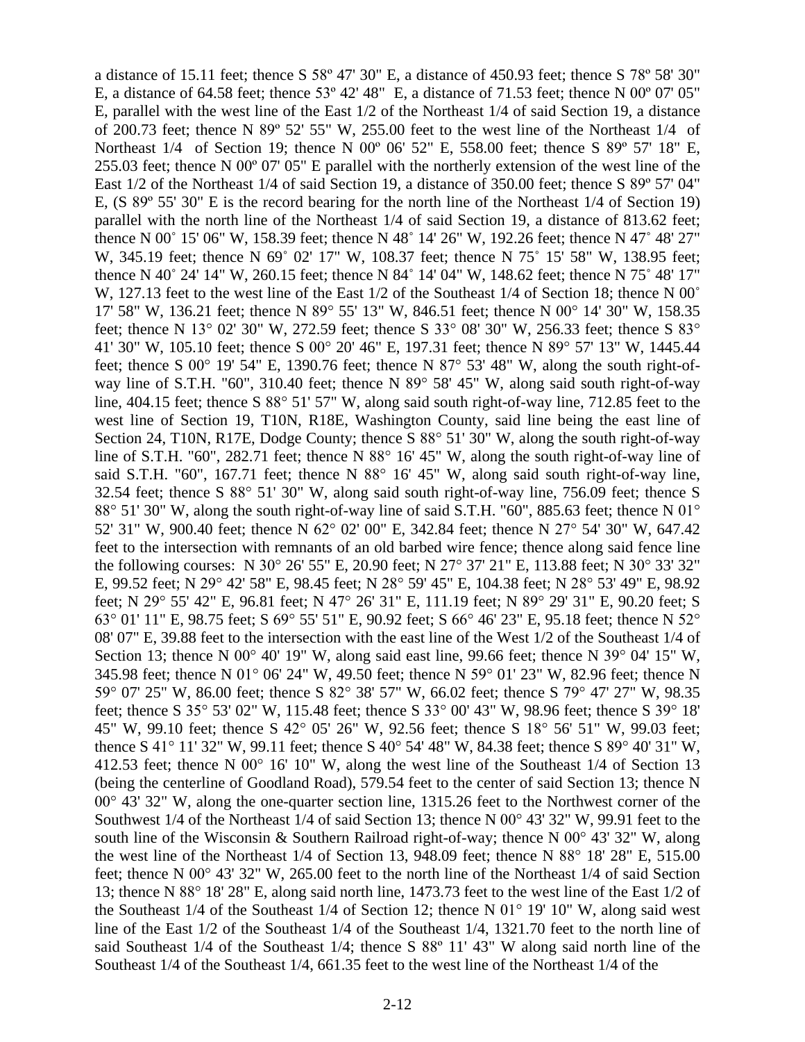a distance of 15.11 feet; thence S 58º 47' 30" E, a distance of 450.93 feet; thence S 78º 58' 30" E, a distance of 64.58 feet; thence 53º 42' 48" E, a distance of 71.53 feet; thence N 00º 07' 05" E, parallel with the west line of the East 1/2 of the Northeast 1/4 of said Section 19, a distance of 200.73 feet; thence N 89º 52' 55" W, 255.00 feet to the west line of the Northeast 1/4 of Northeast 1/4 of Section 19; thence N 00º 06' 52" E, 558.00 feet; thence S 89º 57' 18" E, 255.03 feet; thence N 00º 07' 05" E parallel with the northerly extension of the west line of the East 1/2 of the Northeast 1/4 of said Section 19, a distance of 350.00 feet; thence S 89º 57' 04" E, (S 89º 55' 30" E is the record bearing for the north line of the Northeast 1/4 of Section 19) parallel with the north line of the Northeast 1/4 of said Section 19, a distance of 813.62 feet; thence N 00˚ 15' 06" W, 158.39 feet; thence N 48˚ 14' 26" W, 192.26 feet; thence N 47˚ 48' 27" W, 345.19 feet; thence N 69˚ 02' 17" W, 108.37 feet; thence N 75˚ 15' 58" W, 138.95 feet; thence N 40˚ 24' 14" W, 260.15 feet; thence N 84˚ 14' 04" W, 148.62 feet; thence N 75˚ 48' 17" W, 127.13 feet to the west line of the East 1/2 of the Southeast 1/4 of Section 18; thence N 00˚ 17' 58" W, 136.21 feet; thence N 89° 55' 13" W, 846.51 feet; thence N 00° 14' 30" W, 158.35 feet; thence N 13° 02' 30" W, 272.59 feet; thence S 33° 08' 30" W, 256.33 feet; thence S 83° 41' 30" W, 105.10 feet; thence S 00° 20' 46" E, 197.31 feet; thence N 89° 57' 13" W, 1445.44 feet; thence S 00° 19' 54" E, 1390.76 feet; thence N 87° 53' 48" W, along the south right-of-way line of S.T.H. "60", 310.40 feet; thence N 89° 58' 45" W, along said south right-of-way line, 404.15 feet; thence S 88° 51' 57" W, along said south right-of-way line, 712.85 feet to the west line of Section 19, T10N, R18E, Washington County, said line being the east line of Section 24, T10N, R17E, Dodge County; thence S 88° 51' 30" W, along the south right-of-way line of S.T.H. "60", 282.71 feet; thence N 88° 16' 45" W, along the south right-of-way line of said S.T.H. "60", 167.71 feet; thence N 88° 16' 45" W, along said south right-of-way line, 32.54 feet; thence S 88° 51' 30" W, along said south right-of-way line, 756.09 feet; thence S 88° 51' 30" W, along the south right-of-way line of said S.T.H. "60", 885.63 feet; thence N 01° 52' 31" W, 900.40 feet; thence N 62° 02' 00" E, 342.84 feet; thence N 27° 54' 30" W, 647.42 feet to the intersection with remnants of an old barbed wire fence; thence along said fence line the following courses: N 30° 26' 55" E, 20.90 feet; N 27° 37' 21" E, 113.88 feet; N 30° 33' 32" E, 99.52 feet; N 29° 42' 58" E, 98.45 feet; N 28° 59' 45" E, 104.38 feet; N 28° 53' 49" E, 98.92 feet; N 29° 55' 42" E, 96.81 feet; N 47° 26' 31" E, 111.19 feet; N 89° 29' 31" E, 90.20 feet; S 63° 01' 11" E, 98.75 feet; S 69° 55' 51" E, 90.92 feet; S 66° 46' 23" E, 95.18 feet; thence N 52° 08' 07" E, 39.88 feet to the intersection with the east line of the West 1/2 of the Southeast 1/4 of Section 13; thence N 00° 40' 19" W, along said east line, 99.66 feet; thence N 39° 04' 15" W, 345.98 feet; thence N 01° 06' 24" W, 49.50 feet; thence N 59° 01' 23" W, 82.96 feet; thence N 59° 07' 25" W, 86.00 feet; thence S 82° 38' 57" W, 66.02 feet; thence S 79° 47' 27" W, 98.35 feet; thence S 35° 53' 02" W, 115.48 feet; thence S 33° 00' 43" W, 98.96 feet; thence S 39° 18' 45" W, 99.10 feet; thence S 42° 05' 26" W, 92.56 feet; thence S 18° 56' 51" W, 99.03 feet; thence S 41° 11' 32" W, 99.11 feet; thence S 40° 54' 48" W, 84.38 feet; thence S 89° 40' 31" W, 412.53 feet; thence N 00° 16' 10" W, along the west line of the Southeast 1/4 of Section 13 (being the centerline of Goodland Road), 579.54 feet to the center of said Section 13; thence N 00° 43' 32" W, along the one-quarter section line, 1315.26 feet to the Northwest corner of the Southwest 1/4 of the Northeast 1/4 of said Section 13; thence N 00° 43' 32" W, 99.91 feet to the south line of the Wisconsin & Southern Railroad right-of-way; thence N 00° 43' 32" W, along the west line of the Northeast 1/4 of Section 13, 948.09 feet; thence N 88° 18' 28" E, 515.00 feet; thence N 00° 43' 32" W, 265.00 feet to the north line of the Northeast 1/4 of said Section 13; thence N 88° 18' 28" E, along said north line, 1473.73 feet to the west line of the East 1/2 of the Southeast 1/4 of the Southeast 1/4 of Section 12; thence N 01° 19' 10" W, along said west line of the East 1/2 of the Southeast 1/4 of the Southeast 1/4, 1321.70 feet to the north line of said Southeast 1/4 of the Southeast 1/4; thence S 88º 11' 43" W along said north line of the Southeast 1/4 of the Southeast 1/4, 661.35 feet to the west line of the Northeast 1/4 of the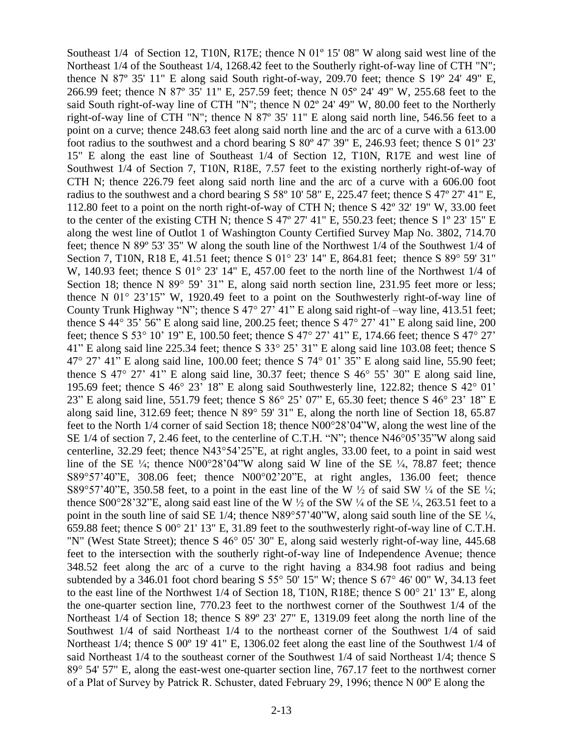Southeast 1/4 of Section 12, T10N, R17E; thence N 01º 15' 08" W along said west line of the Northeast 1/4 of the Southeast 1/4, 1268.42 feet to the Southerly right-of-way line of CTH "N"; thence N 87º 35' 11" E along said South right-of-way, 209.70 feet; thence S 19º 24' 49" E, 266.99 feet; thence N 87º 35' 11" E, 257.59 feet; thence N 05º 24' 49" W, 255.68 feet to the said South right-of-way line of CTH "N"; thence N 02º 24' 49" W, 80.00 feet to the Northerly right-of-way line of CTH "N"; thence N 87º 35' 11" E along said north line, 546.56 feet to a point on a curve; thence 248.63 feet along said north line and the arc of a curve with a 613.00 foot radius to the southwest and a chord bearing S 80º 47' 39" E, 246.93 feet; thence S 01º 23' 15" E along the east line of Southeast 1/4 of Section 12, T10N, R17E and west line of Southwest 1/4 of Section 7, T10N, R18E, 7.57 feet to the existing northerly right-of-way of CTH N; thence 226.79 feet along said north line and the arc of a curve with a 606.00 foot radius to the southwest and a chord bearing S 58º 10' 58" E, 225.47 feet; thence S 47º 27' 41" E, 112.80 feet to a point on the north right-of-way of CTH N; thence S 42º 32' 19" W, 33.00 feet to the center of the existing CTH N; thence S 47º 27' 41" E, 550.23 feet; thence S 1º 23' 15" E along the west line of Outlot 1 of Washington County Certified Survey Map No. 3802, 714.70 feet; thence N 89º 53' 35" W along the south line of the Northwest 1/4 of the Southwest 1/4 of Section 7, T10N, R18 E, 41.51 feet; thence S 01° 23' 14" E, 864.81 feet; thence S 89° 59' 31" W, 140.93 feet; thence S 01° 23' 14" E, 457.00 feet to the north line of the Northwest 1/4 of Section 18; thence N 89° 59' 31" E, along said north section line, 231.95 feet more or less; thence N 01° 23'15" W, 1920.49 feet to a point on the Southwesterly right-of-way line of County Trunk Highway "N"; thence S 47° 27' 41" E along said right-of –way line, 413.51 feet; thence S 44° 35' 56" E along said line, 200.25 feet; thence S 47° 27' 41" E along said line, 200 feet; thence S 53° 10' 19" E, 100.50 feet; thence S 47° 27' 41" E, 174.66 feet; thence S 47° 27' 41" E along said line 225.34 feet; thence S 33° 25' 31" E along said line 103.08 feet; thence S 47° 27' 41" E along said line, 100.00 feet; thence S 74° 01' 35" E along said line, 55.90 feet; thence S 47° 27' 41" E along said line, 30.37 feet; thence S 46° 55' 30" E along said line, 195.69 feet; thence S 46° 23' 18" E along said Southwesterly line, 122.82; thence S 42° 01' 23" E along said line, 551.79 feet; thence S 86° 25' 07" E, 65.30 feet; thence S 46° 23' 18" E along said line, 312.69 feet; thence N 89° 59' 31" E, along the north line of Section 18, 65.87 feet to the North 1/4 corner of said Section 18; thence N00°28'04"W, along the west line of the SE 1/4 of section 7, 2.46 feet, to the centerline of C.T.H. "N"; thence N46°05'35"W along said centerline, 32.29 feet; thence N43°54'25"E, at right angles, 33.00 feet, to a point in said west line of the SE ¼; thence N00°28'04"W along said W line of the SE ¼, 78.87 feet; thence S89°57'40"E, 308.06 feet; thence N00°02'20"E, at right angles, 136.00 feet; thence S89°57'40"E, 350.58 feet, to a point in the east line of the W ½ of said SW ¼ of the SE ¼; thence S00°28'32"E, along said east line of the W ½ of the SW ¼ of the SE ¼, 263.51 feet to a point in the south line of said SE 1/4; thence N89°57'40"W, along said south line of the SE ¼, 659.88 feet; thence S 00° 21' 13" E, 31.89 feet to the southwesterly right-of-way line of C.T.H. "N" (West State Street); thence S 46° 05' 30" E, along said westerly right-of-way line, 445.68 feet to the intersection with the southerly right-of-way line of Independence Avenue; thence 348.52 feet along the arc of a curve to the right having a 834.98 foot radius and being subtended by a 346.01 foot chord bearing S 55° 50' 15" W; thence S 67° 46' 00" W, 34.13 feet to the east line of the Northwest 1/4 of Section 18, T10N, R18E; thence S 00° 21' 13" E, along the one-quarter section line, 770.23 feet to the northwest corner of the Southwest 1/4 of the Northeast 1/4 of Section 18; thence S 89º 23' 27" E, 1319.09 feet along the north line of the Southwest 1/4 of said Northeast 1/4 to the northeast corner of the Southwest 1/4 of said Northeast 1/4; thence S 00º 19' 41" E, 1306.02 feet along the east line of the Southwest 1/4 of said Northeast 1/4 to the southeast corner of the Southwest 1/4 of said Northeast 1/4; thence S 89° 54' 57" E, along the east-west one-quarter section line, 767.17 feet to the northwest corner of a Plat of Survey by Patrick R. Schuster, dated February 29, 1996; thence N 00º E along the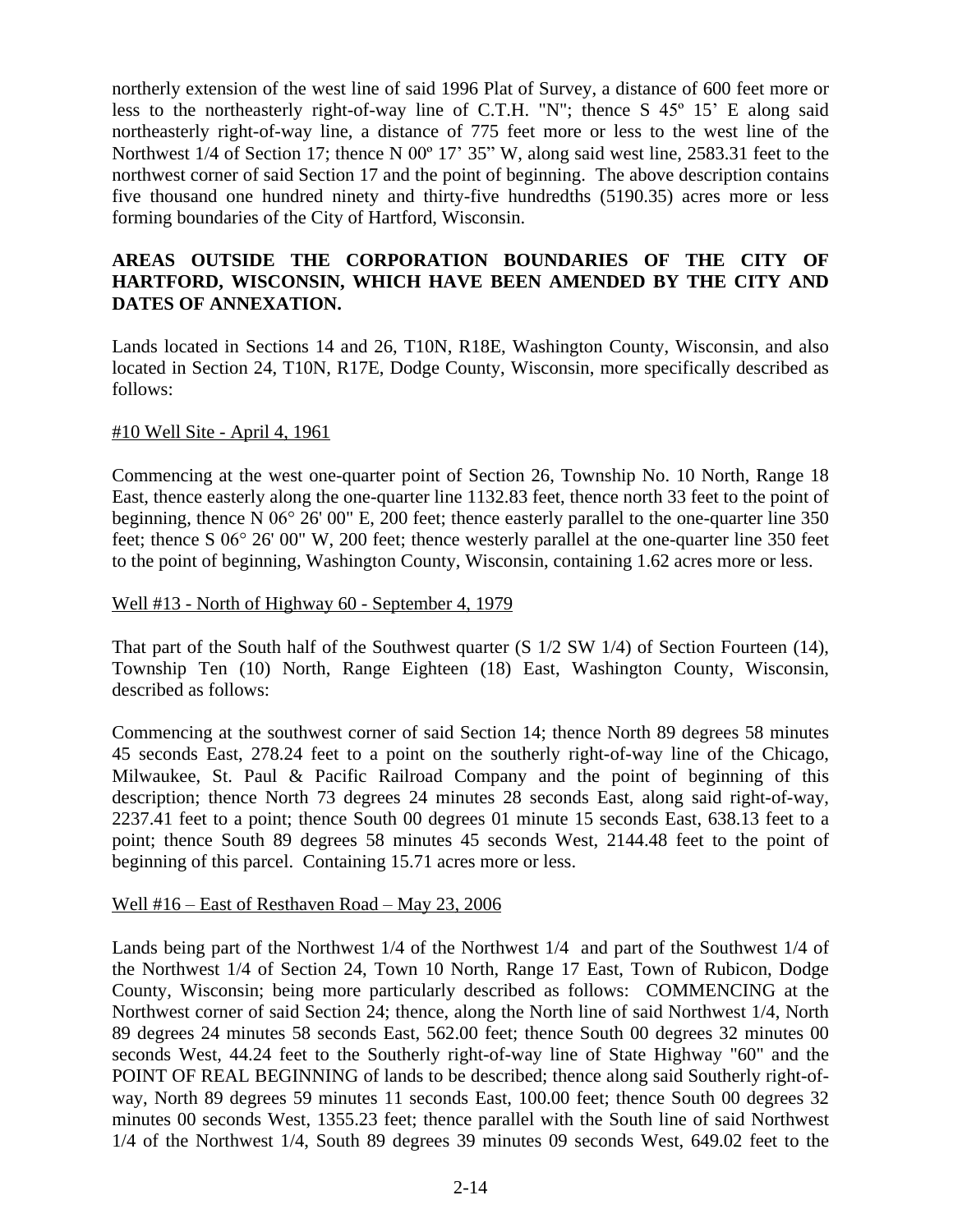northerly extension of the west line of said 1996 Plat of Survey, a distance of 600 feet more or less to the northeasterly right-of-way line of C.T.H. "N"; thence S 45º 15' E along said northeasterly right-of-way line, a distance of 775 feet more or less to the west line of the Northwest 1/4 of Section 17; thence N 00º 17' 35" W, along said west line, 2583.31 feet to the northwest corner of said Section 17 and the point of beginning. The above description contains five thousand one hundred ninety and thirty-five hundredths (5190.35) acres more or less forming boundaries of the City of Hartford, Wisconsin.

**AREAS OUTSIDE THE CORPORATION BOUNDARIES OF THE CITY OF HARTFORD, WISCONSIN, WHICH HAVE BEEN AMENDED BY THE CITY AND DATES OF ANNEXATION.**

Lands located in Sections 14 and 26, T10N, R18E, Washington County, Wisconsin, and also located in Section 24, T10N, R17E, Dodge County, Wisconsin, more specifically described as follows:

<u>#10 Well Site - April 4, 1961</u>

Commencing at the west one-quarter point of Section 26, Township No. 10 North, Range 18 East, thence easterly along the one-quarter line 1132.83 feet, thence north 33 feet to the point of beginning, thence N 06° 26' 00" E, 200 feet; thence easterly parallel to the one-quarter line 350 feet; thence S 06° 26' 00" W, 200 feet; thence westerly parallel at the one-quarter line 350 feet to the point of beginning, Washington County, Wisconsin, containing 1.62 acres more or less.

<u>Well #13 - North of Highway 60 - September 4, 1979</u>

That part of the South half of the Southwest quarter (S 1/2 SW 1/4) of Section Fourteen (14), Township Ten (10) North, Range Eighteen (18) East, Washington County, Wisconsin, described as follows:

Commencing at the southwest corner of said Section 14; thence North 89 degrees 58 minutes 45 seconds East, 278.24 feet to a point on the southerly right-of-way line of the Chicago, Milwaukee, St. Paul & Pacific Railroad Company and the point of beginning of this description; thence North 73 degrees 24 minutes 28 seconds East, along said right-of-way, 2237.41 feet to a point; thence South 00 degrees 01 minute 15 seconds East, 638.13 feet to a point; thence South 89 degrees 58 minutes 45 seconds West, 2144.48 feet to the point of beginning of this parcel. Containing 15.71 acres more or less.

<u>Well #16 – East of Resthaven Road – May 23, 2006</u>

Lands being part of the Northwest 1/4 of the Northwest 1/4 and part of the Southwest 1/4 of the Northwest 1/4 of Section 24, Town 10 North, Range 17 East, Town of Rubicon, Dodge County, Wisconsin; being more particularly described as follows: COMMENCING at the Northwest corner of said Section 24; thence, along the North line of said Northwest 1/4, North 89 degrees 24 minutes 58 seconds East, 562.00 feet; thence South 00 degrees 32 minutes 00 seconds West, 44.24 feet to the Southerly right-of-way line of State Highway "60" and the POINT OF REAL BEGINNING of lands to be described; thence along said Southerly right-of-way, North 89 degrees 59 minutes 11 seconds East, 100.00 feet; thence South 00 degrees 32 minutes 00 seconds West, 1355.23 feet; thence parallel with the South line of said Northwest 1/4 of the Northwest 1/4, South 89 degrees 39 minutes 09 seconds West, 649.02 feet to the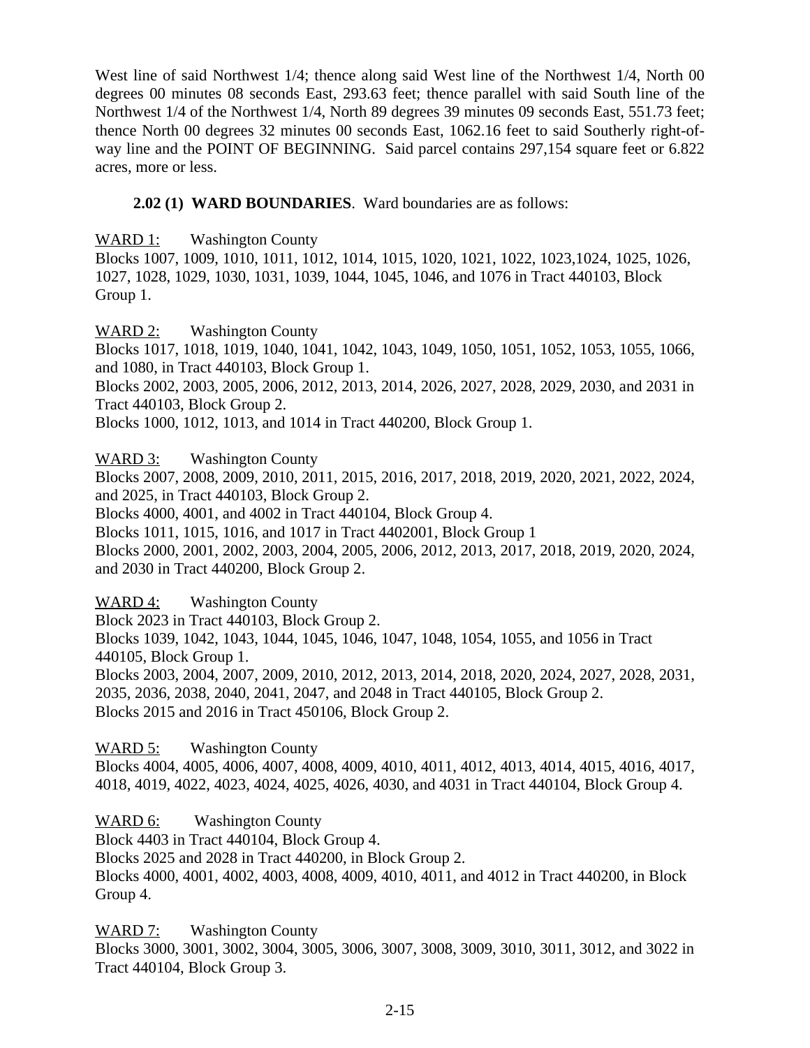West line of said Northwest 1/4; thence along said West line of the Northwest 1/4, North 00 degrees 00 minutes 08 seconds East, 293.63 feet; thence parallel with said South line of the Northwest 1/4 of the Northwest 1/4, North 89 degrees 39 minutes 09 seconds East, 551.73 feet; thence North 00 degrees 32 minutes 00 seconds East, 1062.16 feet to said Southerly right-of-way line and the POINT OF BEGINNING. Said parcel contains 297,154 square feet or 6.822 acres, more or less.

**2.02 (1) WARD BOUNDARIES**. Ward boundaries are as follows:

WARD 1: Washington County
Blocks 1007, 1009, 1010, 1011, 1012, 1014, 1015, 1020, 1021, 1022, 1023,1024, 1025, 1026, 1027, 1028, 1029, 1030, 1031, 1039, 1044, 1045, 1046, and 1076 in Tract 440103, Block Group 1.

WARD 2: Washington County
Blocks 1017, 1018, 1019, 1040, 1041, 1042, 1043, 1049, 1050, 1051, 1052, 1053, 1055, 1066, and 1080, in Tract 440103, Block Group 1.
Blocks 2002, 2003, 2005, 2006, 2012, 2013, 2014, 2026, 2027, 2028, 2029, 2030, and 2031 in Tract 440103, Block Group 2.
Blocks 1000, 1012, 1013, and 1014 in Tract 440200, Block Group 1.

WARD 3: Washington County
Blocks 2007, 2008, 2009, 2010, 2011, 2015, 2016, 2017, 2018, 2019, 2020, 2021, 2022, 2024, and 2025, in Tract 440103, Block Group 2.
Blocks 4000, 4001, and 4002 in Tract 440104, Block Group 4.
Blocks 1011, 1015, 1016, and 1017 in Tract 4402001, Block Group 1
Blocks 2000, 2001, 2002, 2003, 2004, 2005, 2006, 2012, 2013, 2017, 2018, 2019, 2020, 2024, and 2030 in Tract 440200, Block Group 2.

WARD 4: Washington County
Block 2023 in Tract 440103, Block Group 2.
Blocks 1039, 1042, 1043, 1044, 1045, 1046, 1047, 1048, 1054, 1055, and 1056 in Tract 440105, Block Group 1.
Blocks 2003, 2004, 2007, 2009, 2010, 2012, 2013, 2014, 2018, 2020, 2024, 2027, 2028, 2031, 2035, 2036, 2038, 2040, 2041, 2047, and 2048 in Tract 440105, Block Group 2.
Blocks 2015 and 2016 in Tract 450106, Block Group 2.

WARD 5: Washington County
Blocks 4004, 4005, 4006, 4007, 4008, 4009, 4010, 4011, 4012, 4013, 4014, 4015, 4016, 4017, 4018, 4019, 4022, 4023, 4024, 4025, 4026, 4030, and 4031 in Tract 440104, Block Group 4.

WARD 6: Washington County
Block 4403 in Tract 440104, Block Group 4.
Blocks 2025 and 2028 in Tract 440200, in Block Group 2.
Blocks 4000, 4001, 4002, 4003, 4008, 4009, 4010, 4011, and 4012 in Tract 440200, in Block Group 4.

WARD 7: Washington County
Blocks 3000, 3001, 3002, 3004, 3005, 3006, 3007, 3008, 3009, 3010, 3011, 3012, and 3022 in Tract 440104, Block Group 3.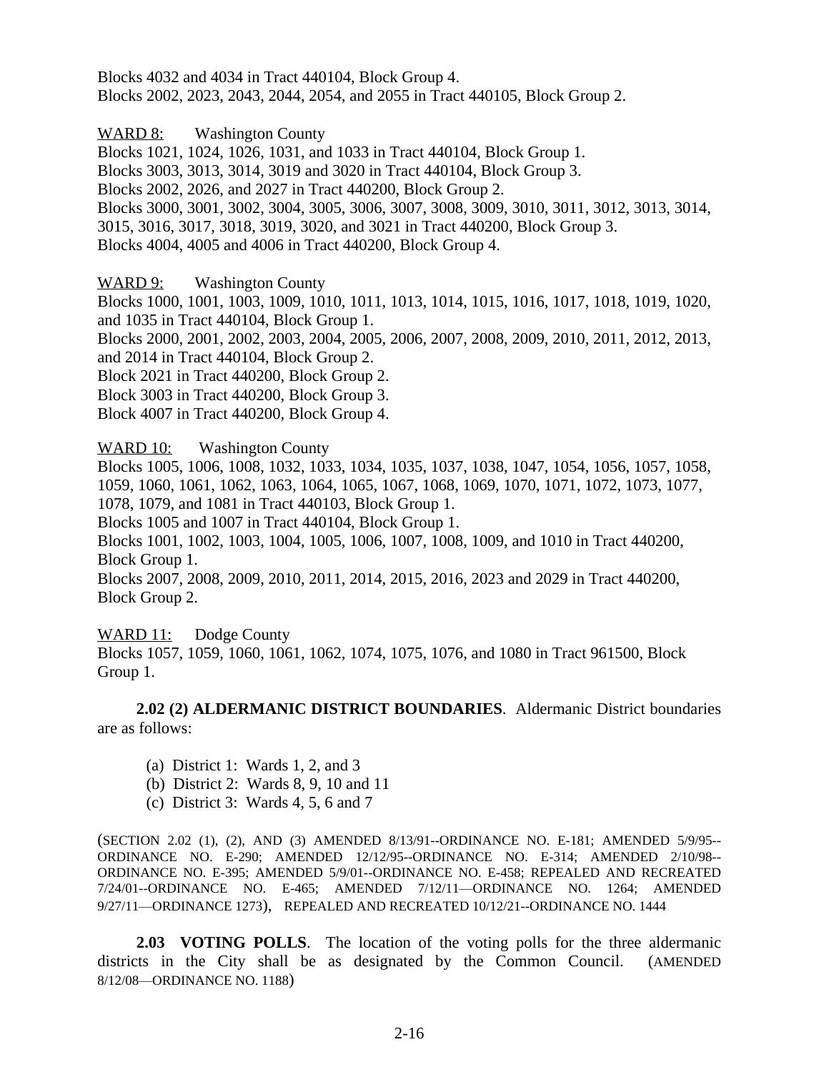Blocks 4032 and 4034 in Tract 440104, Block Group 4.
Blocks 2002, 2023, 2043, 2044, 2054, and 2055 in Tract 440105, Block Group 2.

WARD 8: Washington County
Blocks 1021, 1024, 1026, 1031, and 1033 in Tract 440104, Block Group 1.
Blocks 3003, 3013, 3014, 3019 and 3020 in Tract 440104, Block Group 3.
Blocks 2002, 2026, and 2027 in Tract 440200, Block Group 2.
Blocks 3000, 3001, 3002, 3004, 3005, 3006, 3007, 3008, 3009, 3010, 3011, 3012, 3013, 3014, 3015, 3016, 3017, 3018, 3019, 3020, and 3021 in Tract 440200, Block Group 3.
Blocks 4004, 4005 and 4006 in Tract 440200, Block Group 4.

WARD 9: Washington County
Blocks 1000, 1001, 1003, 1009, 1010, 1011, 1013, 1014, 1015, 1016, 1017, 1018, 1019, 1020, and 1035 in Tract 440104, Block Group 1.
Blocks 2000, 2001, 2002, 2003, 2004, 2005, 2006, 2007, 2008, 2009, 2010, 2011, 2012, 2013, and 2014 in Tract 440104, Block Group 2.
Block 2021 in Tract 440200, Block Group 2.
Block 3003 in Tract 440200, Block Group 3.
Block 4007 in Tract 440200, Block Group 4.

WARD 10: Washington County
Blocks 1005, 1006, 1008, 1032, 1033, 1034, 1035, 1037, 1038, 1047, 1054, 1056, 1057, 1058, 1059, 1060, 1061, 1062, 1063, 1064, 1065, 1067, 1068, 1069, 1070, 1071, 1072, 1073, 1077, 1078, 1079, and 1081 in Tract 440103, Block Group 1.
Blocks 1005 and 1007 in Tract 440104, Block Group 1.
Blocks 1001, 1002, 1003, 1004, 1005, 1006, 1007, 1008, 1009, and 1010 in Tract 440200, Block Group 1.
Blocks 2007, 2008, 2009, 2010, 2011, 2014, 2015, 2016, 2023 and 2029 in Tract 440200, Block Group 2.

WARD 11: Dodge County
Blocks 1057, 1059, 1060, 1061, 1062, 1074, 1075, 1076, and 1080 in Tract 961500, Block Group 1.

**2.02 (2) ALDERMANIC DISTRICT BOUNDARIES**. Aldermanic District boundaries are as follows:

(a) District 1: Wards 1, 2, and 3
(b) District 2: Wards 8, 9, 10 and 11
(c) District 3: Wards 4, 5, 6 and 7

(SECTION 2.02 (1), (2), AND (3) AMENDED 8/13/91--ORDINANCE NO. E-181; AMENDED 5/9/95--ORDINANCE NO. E-290; AMENDED 12/12/95--ORDINANCE NO. E-314; AMENDED 2/10/98--ORDINANCE NO. E-395; AMENDED 5/9/01--ORDINANCE NO. E-458; REPEALED AND RECREATED 7/24/01--ORDINANCE NO. E-465; AMENDED 7/12/11—ORDINANCE NO. 1264; AMENDED 9/27/11—ORDINANCE 1273), REPEALED AND RECREATED 10/12/21--ORDINANCE NO. 1444

**2.03 VOTING POLLS**. The location of the voting polls for the three aldermanic districts in the City shall be as designated by the Common Council. (AMENDED 8/12/08—ORDINANCE NO. 1188)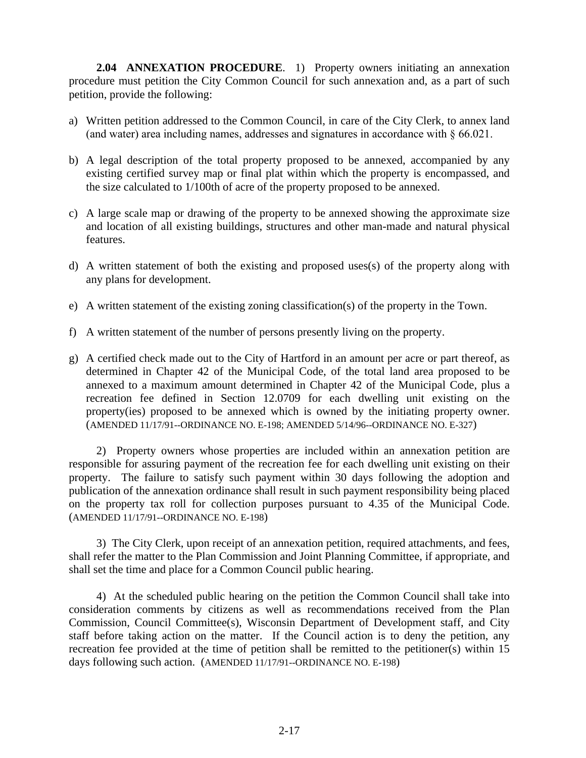**2.04 ANNEXATION PROCEDURE**. 1) Property owners initiating an annexation procedure must petition the City Common Council for such annexation and, as a part of such petition, provide the following:

a) Written petition addressed to the Common Council, in care of the City Clerk, to annex land (and water) area including names, addresses and signatures in accordance with § 66.021.

b) A legal description of the total property proposed to be annexed, accompanied by any existing certified survey map or final plat within which the property is encompassed, and the size calculated to 1/100th of acre of the property proposed to be annexed.

c) A large scale map or drawing of the property to be annexed showing the approximate size and location of all existing buildings, structures and other man-made and natural physical features.

d) A written statement of both the existing and proposed uses(s) of the property along with any plans for development.

e) A written statement of the existing zoning classification(s) of the property in the Town.

f) A written statement of the number of persons presently living on the property.

g) A certified check made out to the City of Hartford in an amount per acre or part thereof, as determined in Chapter 42 of the Municipal Code, of the total land area proposed to be annexed to a maximum amount determined in Chapter 42 of the Municipal Code, plus a recreation fee defined in Section 12.0709 for each dwelling unit existing on the property(ies) proposed to be annexed which is owned by the initiating property owner. (AMENDED 11/17/91--ORDINANCE NO. E-198; AMENDED 5/14/96--ORDINANCE NO. E-327)

2) Property owners whose properties are included within an annexation petition are responsible for assuring payment of the recreation fee for each dwelling unit existing on their property. The failure to satisfy such payment within 30 days following the adoption and publication of the annexation ordinance shall result in such payment responsibility being placed on the property tax roll for collection purposes pursuant to 4.35 of the Municipal Code. (AMENDED 11/17/91--ORDINANCE NO. E-198)

3) The City Clerk, upon receipt of an annexation petition, required attachments, and fees, shall refer the matter to the Plan Commission and Joint Planning Committee, if appropriate, and shall set the time and place for a Common Council public hearing.

4) At the scheduled public hearing on the petition the Common Council shall take into consideration comments by citizens as well as recommendations received from the Plan Commission, Council Committee(s), Wisconsin Department of Development staff, and City staff before taking action on the matter. If the Council action is to deny the petition, any recreation fee provided at the time of petition shall be remitted to the petitioner(s) within 15 days following such action. (AMENDED 11/17/91--ORDINANCE NO. E-198)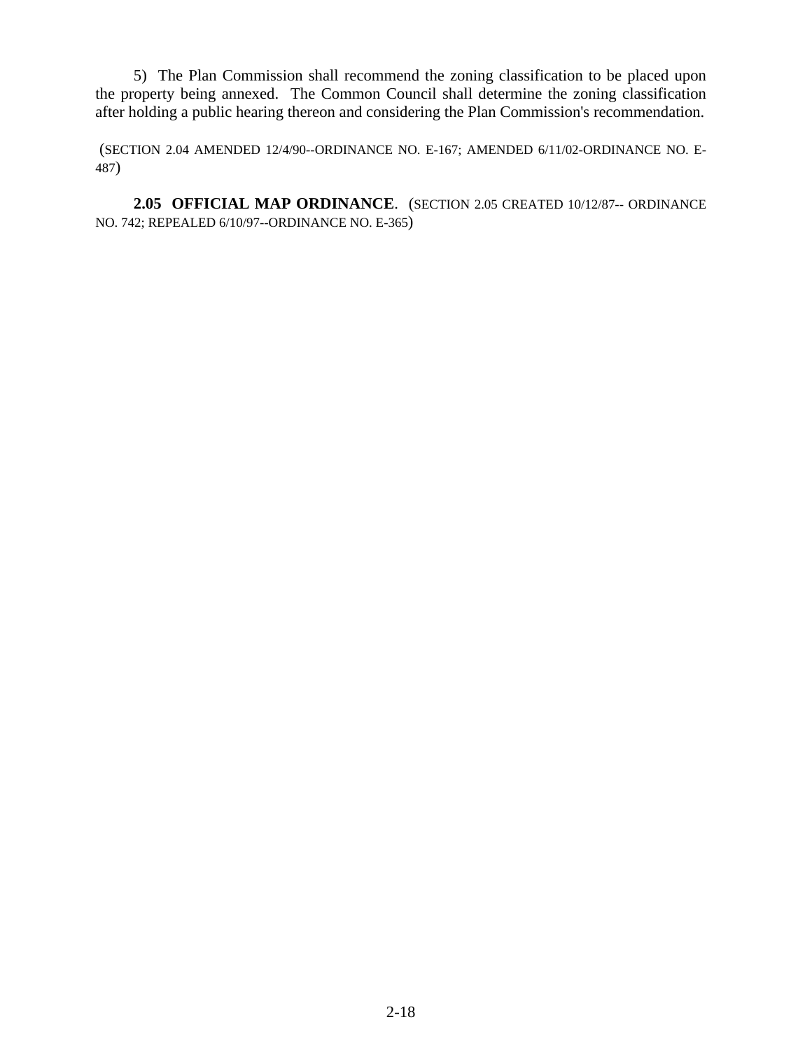5) The Plan Commission shall recommend the zoning classification to be placed upon the property being annexed. The Common Council shall determine the zoning classification after holding a public hearing thereon and considering the Plan Commission's recommendation.

(SECTION 2.04 AMENDED 12/4/90--ORDINANCE NO. E-167; AMENDED 6/11/02-ORDINANCE NO. E-487)

**2.05 OFFICIAL MAP ORDINANCE**. (SECTION 2.05 CREATED 10/12/87-- ORDINANCE NO. 742; REPEALED 6/10/97--ORDINANCE NO. E-365)